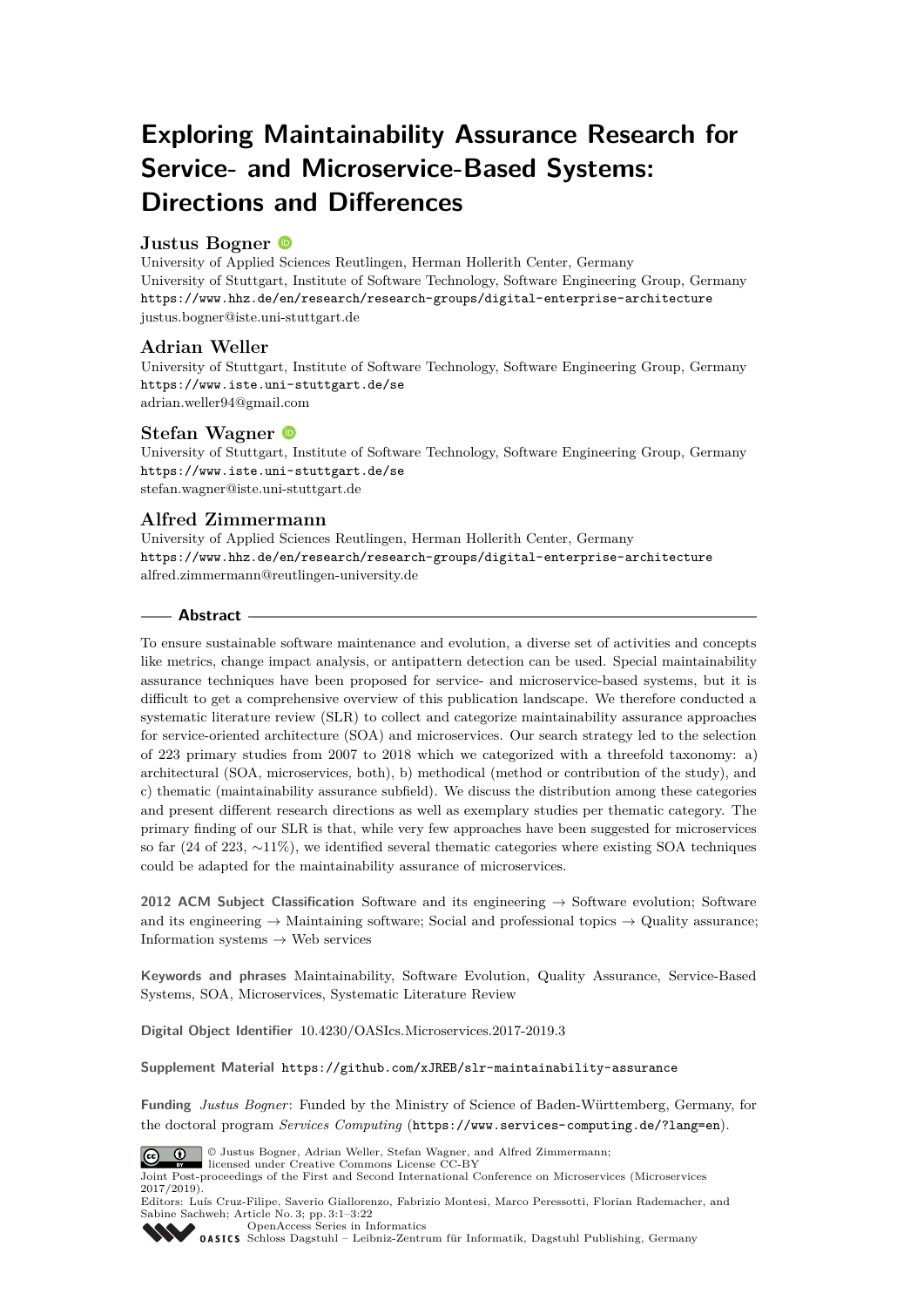# Exploring Maintainability Assurance Research for Service- and Microservice-Based Systems: Directions and Differences

## Justus Bogner

University of Applied Sciences Reutlingen, Herman Hollerith Center, Germany
University of Stuttgart, Institute of Software Technology, Software Engineering Group, Germany
https://www.hhz.de/en/research/research-groups/digital-enterprise-architecture
justus.bogner@iste.uni-stuttgart.de

## Adrian Weller

University of Stuttgart, Institute of Software Technology, Software Engineering Group, Germany
https://www.iste.uni-stuttgart.de/se
adrian.weller94@gmail.com

## Stefan Wagner

University of Stuttgart, Institute of Software Technology, Software Engineering Group, Germany
https://www.iste.uni-stuttgart.de/se
stefan.wagner@iste.uni-stuttgart.de

## Alfred Zimmermann

University of Applied Sciences Reutlingen, Herman Hollerith Center, Germany
https://www.hhz.de/en/research/research-groups/digital-enterprise-architecture
alfred.zimmermann@reutlingen-university.de

### Abstract

To ensure sustainable software maintenance and evolution, a diverse set of activities and concepts like metrics, change impact analysis, or antipattern detection can be used. Special maintainability assurance techniques have been proposed for service- and microservice-based systems, but it is difficult to get a comprehensive overview of this publication landscape. We therefore conducted a systematic literature review (SLR) to collect and categorize maintainability assurance approaches for service-oriented architecture (SOA) and microservices. Our search strategy led to the selection of 223 primary studies from 2007 to 2018 which we categorized with a threefold taxonomy: a) architectural (SOA, microservices, both), b) methodical (method or contribution of the study), and c) thematic (maintainability assurance subfield). We discuss the distribution among these categories and present different research directions as well as exemplary studies per thematic category. The primary finding of our SLR is that, while very few approaches have been suggested for microservices so far (24 of 223, ~11%), we identified several thematic categories where existing SOA techniques could be adapted for the maintainability assurance of microservices.

**2012 ACM Subject Classification** Software and its engineering → Software evolution; Software and its engineering → Maintaining software; Social and professional topics → Quality assurance; Information systems → Web services

**Keywords and phrases** Maintainability, Software Evolution, Quality Assurance, Service-Based Systems, SOA, Microservices, Systematic Literature Review

**Digital Object Identifier** 10.4230/OASIcs.Microservices.2017-2019.3

**Supplement Material** https://github.com/xJREB/slr-maintainability-assurance

**Funding** *Justus Bogner*: Funded by the Ministry of Science of Baden-Württemberg, Germany, for the doctoral program *Services Computing* (https://www.services-computing.de/?lang=en).

© Justus Bogner, Adrian Weller, Stefan Wagner, and Alfred Zimmermann;
licensed under Creative Commons License CC-BY
Joint Post-proceedings of the First and Second International Conference on Microservices (Microservices 2017/2019).
Editors: Luís Cruz-Filipe, Saverio Giallorenzo, Fabrizio Montesi, Marco Peressotti, Florian Rademacher, and Sabine Sachweh; Article No. 3; pp. 3:1–3:22
OpenAccess Series in Informatics
Schloss Dagstuhl – Leibniz-Zentrum für Informatik, Dagstuhl Publishing, Germany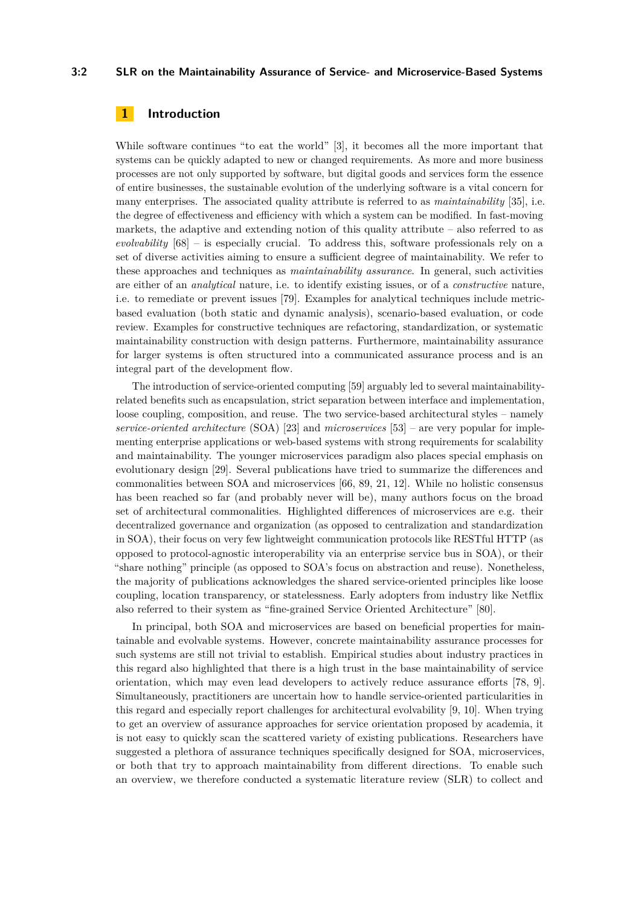## 1 Introduction

While software continues "to eat the world" [3], it becomes all the more important that systems can be quickly adapted to new or changed requirements. As more and more business processes are not only supported by software, but digital goods and services form the essence of entire businesses, the sustainable evolution of the underlying software is a vital concern for many enterprises. The associated quality attribute is referred to as *maintainability* [35], i.e. the degree of effectiveness and efficiency with which a system can be modified. In fast-moving markets, the adaptive and extending notion of this quality attribute – also referred to as *evolvability* [68] – is especially crucial. To address this, software professionals rely on a set of diverse activities aiming to ensure a sufficient degree of maintainability. We refer to these approaches and techniques as *maintainability assurance*. In general, such activities are either of an *analytical* nature, i.e. to identify existing issues, or of a *constructive* nature, i.e. to remediate or prevent issues [79]. Examples for analytical techniques include metric-based evaluation (both static and dynamic analysis), scenario-based evaluation, or code review. Examples for constructive techniques are refactoring, standardization, or systematic maintainability construction with design patterns. Furthermore, maintainability assurance for larger systems is often structured into a communicated assurance process and is an integral part of the development flow.

The introduction of service-oriented computing [59] arguably led to several maintainability-related benefits such as encapsulation, strict separation between interface and implementation, loose coupling, composition, and reuse. The two service-based architectural styles – namely *service-oriented architecture* (SOA) [23] and *microservices* [53] – are very popular for implementing enterprise applications or web-based systems with strong requirements for scalability and maintainability. The younger microservices paradigm also places special emphasis on evolutionary design [29]. Several publications have tried to summarize the differences and commonalities between SOA and microservices [66, 89, 21, 12]. While no holistic consensus has been reached so far (and probably never will be), many authors focus on the broad set of architectural commonalities. Highlighted differences of microservices are e.g. their decentralized governance and organization (as opposed to centralization and standardization in SOA), their focus on very few lightweight communication protocols like RESTful HTTP (as opposed to protocol-agnostic interoperability via an enterprise service bus in SOA), or their "share nothing" principle (as opposed to SOA's focus on abstraction and reuse). Nonetheless, the majority of publications acknowledges the shared service-oriented principles like loose coupling, location transparency, or statelessness. Early adopters from industry like Netflix also referred to their system as "fine-grained Service Oriented Architecture" [80].

In principal, both SOA and microservices are based on beneficial properties for maintainable and evolvable systems. However, concrete maintainability assurance processes for such systems are still not trivial to establish. Empirical studies about industry practices in this regard also highlighted that there is a high trust in the base maintainability of service orientation, which may even lead developers to actively reduce assurance efforts [78, 9]. Simultaneously, practitioners are uncertain how to handle service-oriented particularities in this regard and especially report challenges for architectural evolvability [9, 10]. When trying to get an overview of assurance approaches for service orientation proposed by academia, it is not easy to quickly scan the scattered variety of existing publications. Researchers have suggested a plethora of assurance techniques specifically designed for SOA, microservices, or both that try to approach maintainability from different directions. To enable such an overview, we therefore conducted a systematic literature review (SLR) to collect and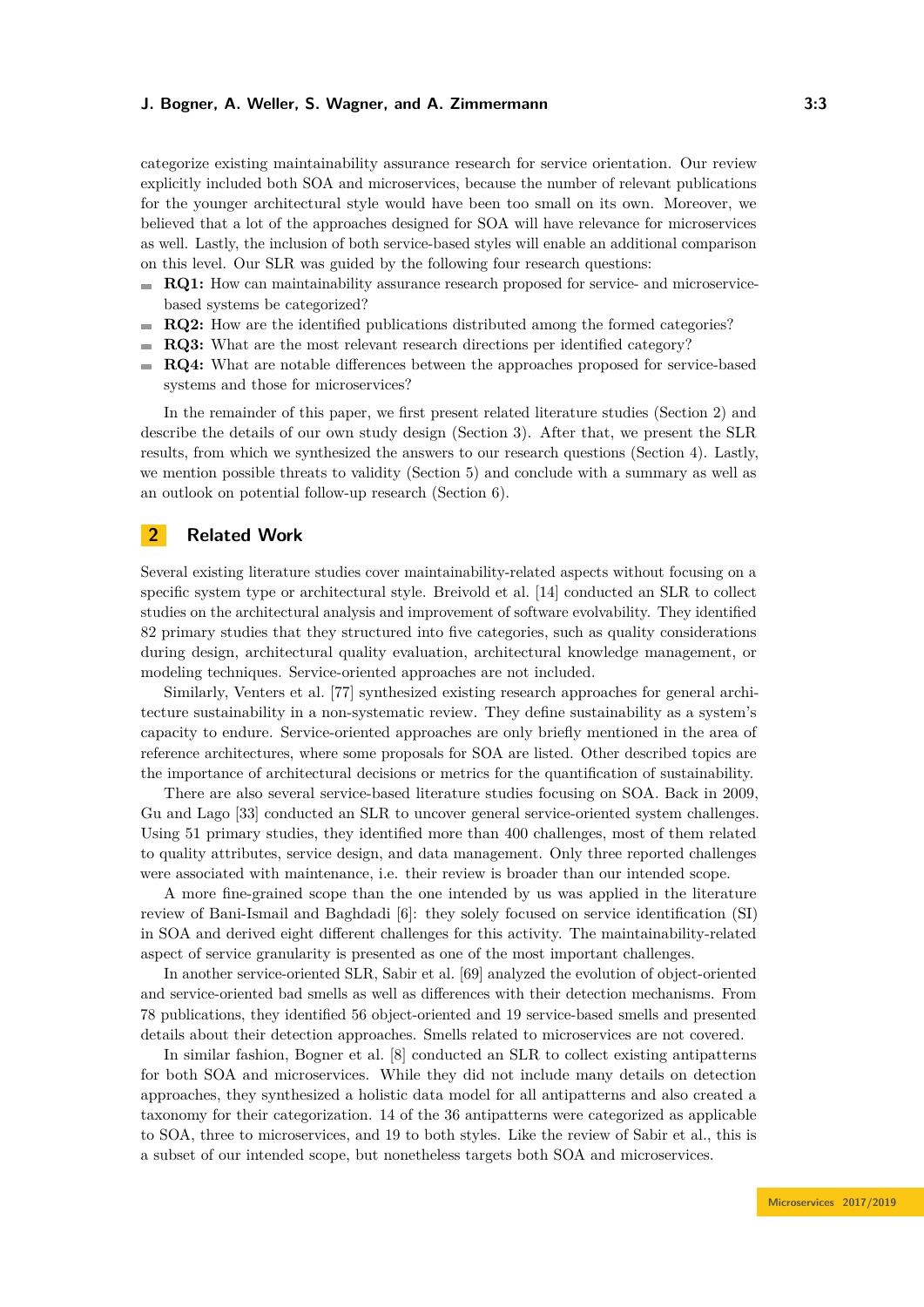categorize existing maintainability assurance research for service orientation. Our review explicitly included both SOA and microservices, because the number of relevant publications for the younger architectural style would have been too small on its own. Moreover, we believed that a lot of the approaches designed for SOA will have relevance for microservices as well. Lastly, the inclusion of both service-based styles will enable an additional comparison on this level. Our SLR was guided by the following four research questions:

- **RQ1:** How can maintainability assurance research proposed for service- and microservice-based systems be categorized?
- **RQ2:** How are the identified publications distributed among the formed categories?
- **RQ3:** What are the most relevant research directions per identified category?
- **RQ4:** What are notable differences between the approaches proposed for service-based systems and those for microservices?

In the remainder of this paper, we first present related literature studies (Section 2) and describe the details of our own study design (Section 3). After that, we present the SLR results, from which we synthesized the answers to our research questions (Section 4). Lastly, we mention possible threats to validity (Section 5) and conclude with a summary as well as an outlook on potential follow-up research (Section 6).

## 2 Related Work

Several existing literature studies cover maintainability-related aspects without focusing on a specific system type or architectural style. Breivold et al. [14] conducted an SLR to collect studies on the architectural analysis and improvement of software evolvability. They identified 82 primary studies that they structured into five categories, such as quality considerations during design, architectural quality evaluation, architectural knowledge management, or modeling techniques. Service-oriented approaches are not included.

Similarly, Venters et al. [77] synthesized existing research approaches for general architecture sustainability in a non-systematic review. They define sustainability as a system's capacity to endure. Service-oriented approaches are only briefly mentioned in the area of reference architectures, where some proposals for SOA are listed. Other described topics are the importance of architectural decisions or metrics for the quantification of sustainability.

There are also several service-based literature studies focusing on SOA. Back in 2009, Gu and Lago [33] conducted an SLR to uncover general service-oriented system challenges. Using 51 primary studies, they identified more than 400 challenges, most of them related to quality attributes, service design, and data management. Only three reported challenges were associated with maintenance, i.e. their review is broader than our intended scope.

A more fine-grained scope than the one intended by us was applied in the literature review of Bani-Ismail and Baghdadi [6]: they solely focused on service identification (SI) in SOA and derived eight different challenges for this activity. The maintainability-related aspect of service granularity is presented as one of the most important challenges.

In another service-oriented SLR, Sabir et al. [69] analyzed the evolution of object-oriented and service-oriented bad smells as well as differences with their detection mechanisms. From 78 publications, they identified 56 object-oriented and 19 service-based smells and presented details about their detection approaches. Smells related to microservices are not covered.

In similar fashion, Bogner et al. [8] conducted an SLR to collect existing antipatterns for both SOA and microservices. While they did not include many details on detection approaches, they synthesized a holistic data model for all antipatterns and also created a taxonomy for their categorization. 14 of the 36 antipatterns were categorized as applicable to SOA, three to microservices, and 19 to both styles. Like the review of Sabir et al., this is a subset of our intended scope, but nonetheless targets both SOA and microservices.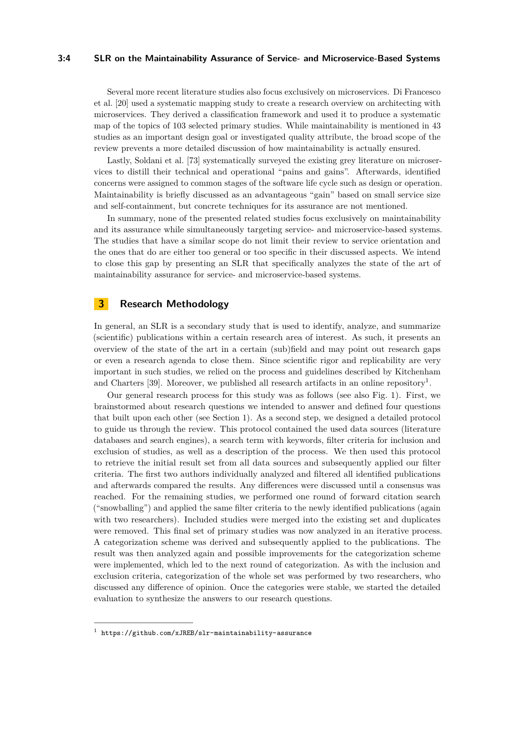Several more recent literature studies also focus exclusively on microservices. Di Francesco et al. [20] used a systematic mapping study to create a research overview on architecting with microservices. They derived a classification framework and used it to produce a systematic map of the topics of 103 selected primary studies. While maintainability is mentioned in 43 studies as an important design goal or investigated quality attribute, the broad scope of the review prevents a more detailed discussion of how maintainability is actually ensured.

Lastly, Soldani et al. [73] systematically surveyed the existing grey literature on microservices to distill their technical and operational "pains and gains". Afterwards, identified concerns were assigned to common stages of the software life cycle such as design or operation. Maintainability is briefly discussed as an advantageous "gain" based on small service size and self-containment, but concrete techniques for its assurance are not mentioned.

In summary, none of the presented related studies focus exclusively on maintainability and its assurance while simultaneously targeting service- and microservice-based systems. The studies that have a similar scope do not limit their review to service orientation and the ones that do are either too general or too specific in their discussed aspects. We intend to close this gap by presenting an SLR that specifically analyzes the state of the art of maintainability assurance for service- and microservice-based systems.

## 3 Research Methodology

In general, an SLR is a secondary study that is used to identify, analyze, and summarize (scientific) publications within a certain research area of interest. As such, it presents an overview of the state of the art in a certain (sub)field and may point out research gaps or even a research agenda to close them. Since scientific rigor and replicability are very important in such studies, we relied on the process and guidelines described by Kitchenham and Charters [39]. Moreover, we published all research artifacts in an online repository[1].

Our general research process for this study was as follows (see also Fig. 1). First, we brainstormed about research questions we intended to answer and defined four questions that built upon each other (see Section 1). As a second step, we designed a detailed protocol to guide us through the review. This protocol contained the used data sources (literature databases and search engines), a search term with keywords, filter criteria for inclusion and exclusion of studies, as well as a description of the process. We then used this protocol to retrieve the initial result set from all data sources and subsequently applied our filter criteria. The first two authors individually analyzed and filtered all identified publications and afterwards compared the results. Any differences were discussed until a consensus was reached. For the remaining studies, we performed one round of forward citation search ("snowballing") and applied the same filter criteria to the newly identified publications (again with two researchers). Included studies were merged into the existing set and duplicates were removed. This final set of primary studies was now analyzed in an iterative process. A categorization scheme was derived and subsequently applied to the publications. The result was then analyzed again and possible improvements for the categorization scheme were implemented, which led to the next round of categorization. As with the inclusion and exclusion criteria, categorization of the whole set was performed by two researchers, who discussed any difference of opinion. Once the categories were stable, we started the detailed evaluation to synthesize the answers to our research questions.

[1] https://github.com/xJREB/slr-maintainability-assurance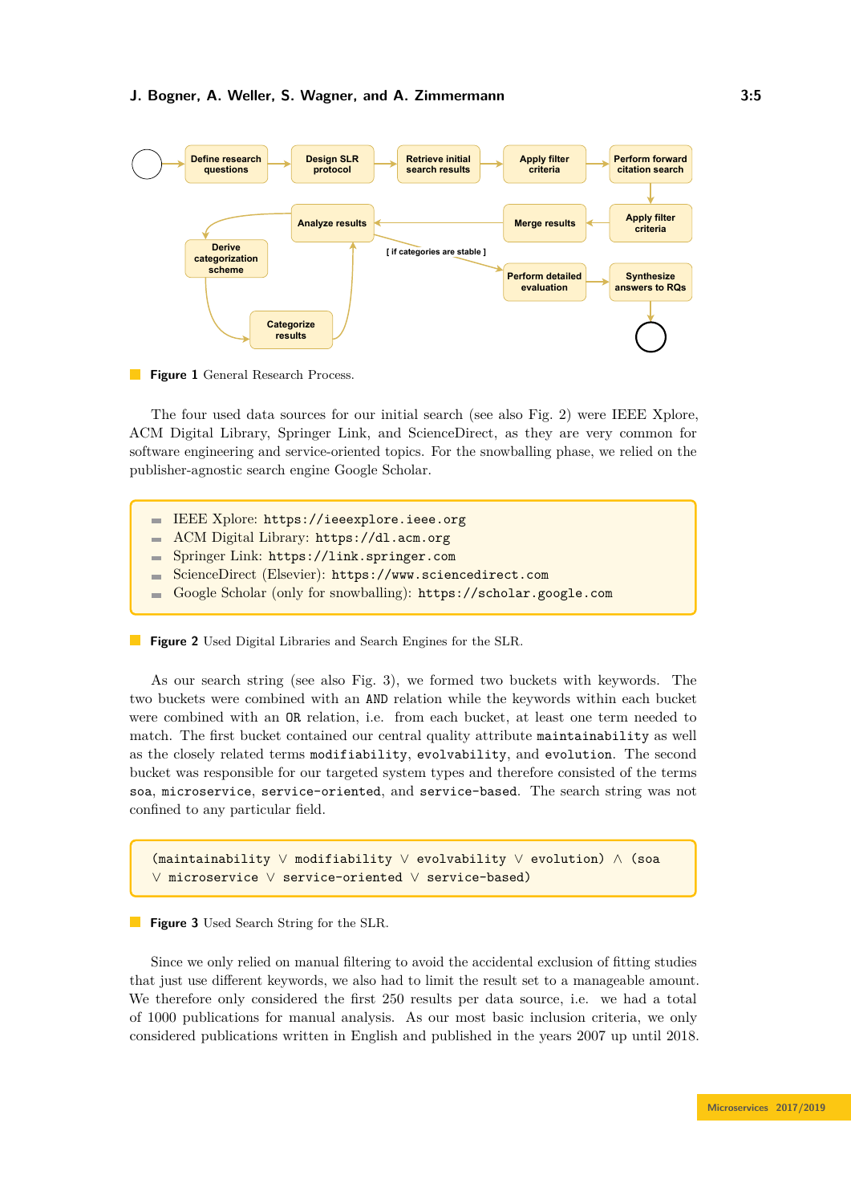Define research questions

Design SLR protocol

Retrieve initial search results

Apply filter criteria

Perform forward citation search

Apply filter criteria

Merge results

Analyze results

Derive categorization scheme

Categorize results

[ if categories are stable ]

Perform detailed evaluation

Synthesize answers to RQs

**Figure 1** General Research Process.

The four used data sources for our initial search (see also Fig. 2) were IEEE Xplore, ACM Digital Library, Springer Link, and ScienceDirect, as they are very common for software engineering and service-oriented topics. For the snowballing phase, we relied on the publisher-agnostic search engine Google Scholar.

- IEEE Xplore: `https://ieeexplore.ieee.org`
- ACM Digital Library: `https://dl.acm.org`
- Springer Link: `https://link.springer.com`
- ScienceDirect (Elsevier): `https://www.sciencedirect.com`
- Google Scholar (only for snowballing): `https://scholar.google.com`

**Figure 2** Used Digital Libraries and Search Engines for the SLR.

As our search string (see also Fig. 3), we formed two buckets with keywords. The two buckets were combined with an `AND` relation while the keywords within each bucket were combined with an `OR` relation, i.e. from each bucket, at least one term needed to match. The first bucket contained our central quality attribute `maintainability` as well as the closely related terms `modifiability`, `evolvability`, and `evolution`. The second bucket was responsible for our targeted system types and therefore consisted of the terms `soa`, `microservice`, `service-oriented`, and `service-based`. The search string was not confined to any particular field.

```
(maintainability ∨ modifiability ∨ evolvability ∨ evolution) ∧ (soa
∨ microservice ∨ service-oriented ∨ service-based)
```

**Figure 3** Used Search String for the SLR.

Since we only relied on manual filtering to avoid the accidental exclusion of fitting studies that just use different keywords, we also had to limit the result set to a manageable amount. We therefore only considered the first 250 results per data source, i.e. we had a total of 1000 publications for manual analysis. As our most basic inclusion criteria, we only considered publications written in English and published in the years 2007 up until 2018.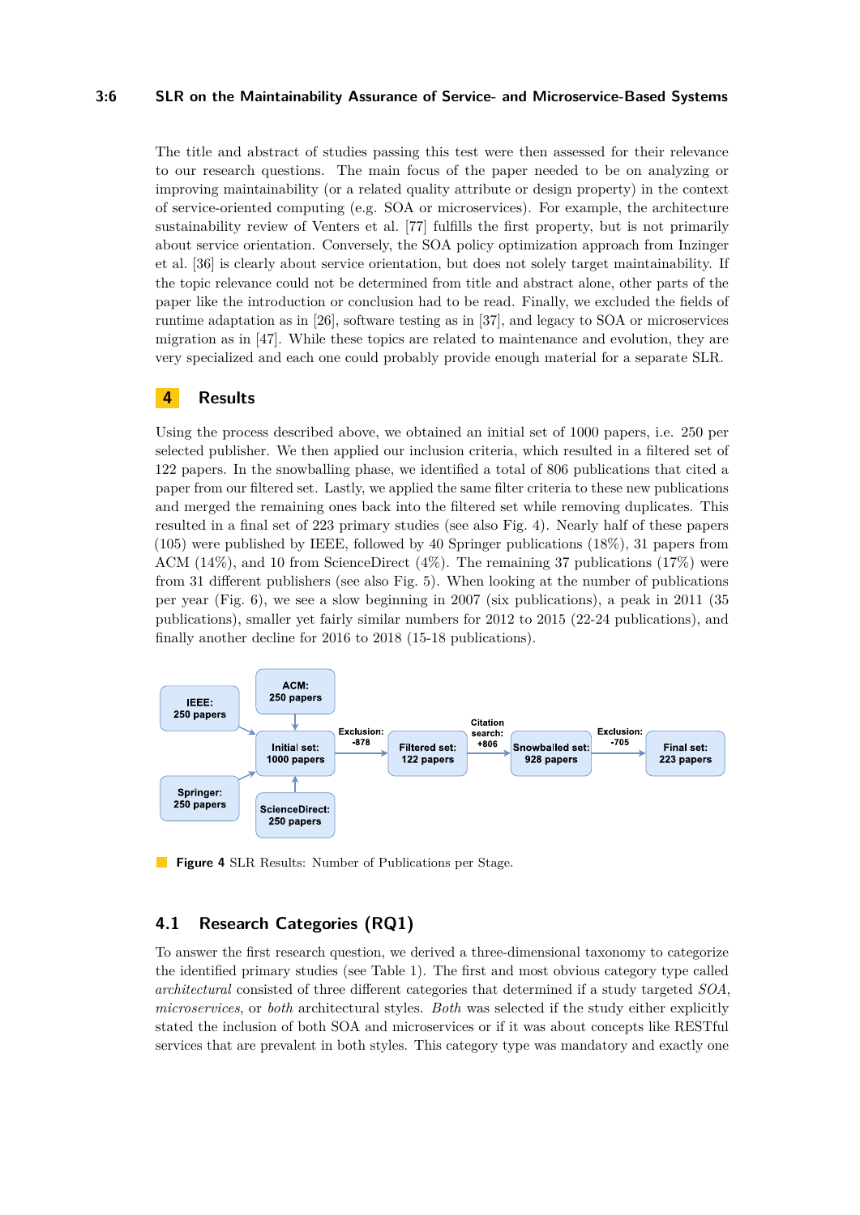The title and abstract of studies passing this test were then assessed for their relevance to our research questions. The main focus of the paper needed to be on analyzing or improving maintainability (or a related quality attribute or design property) in the context of service-oriented computing (e.g. SOA or microservices). For example, the architecture sustainability review of Venters et al. [77] fulfills the first property, but is not primarily about service orientation. Conversely, the SOA policy optimization approach from Inzinger et al. [36] is clearly about service orientation, but does not solely target maintainability. If the topic relevance could not be determined from title and abstract alone, other parts of the paper like the introduction or conclusion had to be read. Finally, we excluded the fields of runtime adaptation as in [26], software testing as in [37], and legacy to SOA or microservices migration as in [47]. While these topics are related to maintenance and evolution, they are very specialized and each one could probably provide enough material for a separate SLR.

## 4 Results

Using the process described above, we obtained an initial set of 1000 papers, i.e. 250 per selected publisher. We then applied our inclusion criteria, which resulted in a filtered set of 122 papers. In the snowballing phase, we identified a total of 806 publications that cited a paper from our filtered set. Lastly, we applied the same filter criteria to these new publications and merged the remaining ones back into the filtered set while removing duplicates. This resulted in a final set of 223 primary studies (see also Fig. 4). Nearly half of these papers (105) were published by IEEE, followed by 40 Springer publications (18%), 31 papers from ACM (14%), and 10 from ScienceDirect (4%). The remaining 37 publications (17%) were from 31 different publishers (see also Fig. 5). When looking at the number of publications per year (Fig. 6), we see a slow beginning in 2007 (six publications), a peak in 2011 (35 publications), smaller yet fairly similar numbers for 2012 to 2015 (22-24 publications), and finally another decline for 2016 to 2018 (15-18 publications).

IEEE: 250 papers
ACM: 250 papers
Springer: 250 papers
ScienceDirect: 250 papers
Initial set: 1000 papers
Exclusion: -878
Filtered set: 122 papers
Citation search: +806
Snowballed set: 928 papers
Exclusion: -705
Final set: 223 papers

**Figure 4** SLR Results: Number of Publications per Stage.

### 4.1 Research Categories (RQ1)

To answer the first research question, we derived a three-dimensional taxonomy to categorize the identified primary studies (see Table 1). The first and most obvious category type called *architectural* consisted of three different categories that determined if a study targeted *SOA*, *microservices*, or *both* architectural styles. *Both* was selected if the study either explicitly stated the inclusion of both SOA and microservices or if it was about concepts like RESTful services that are prevalent in both styles. This category type was mandatory and exactly one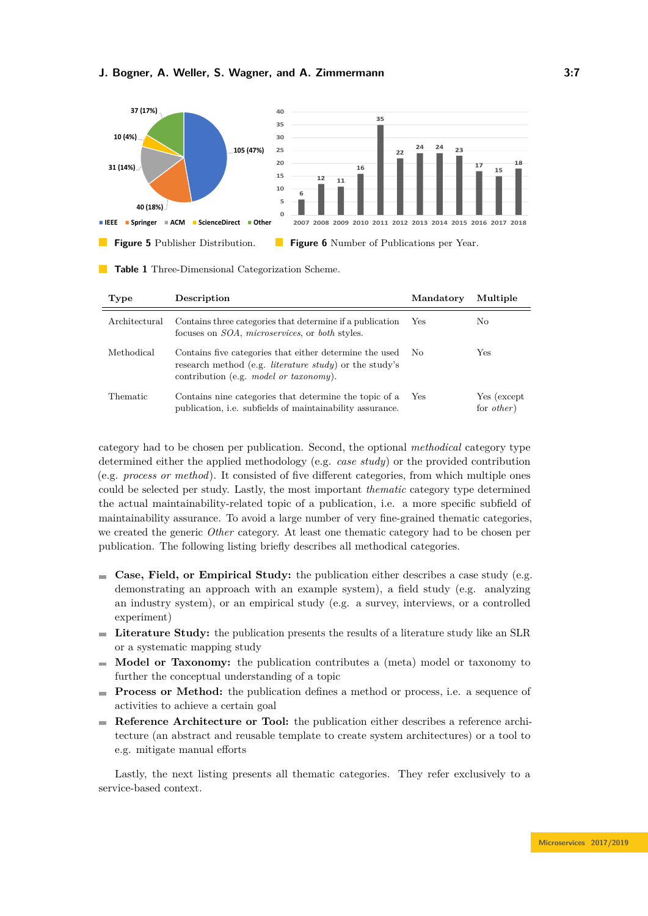37 (17%)
10 (4%)
31 (14%)
40 (18%)
105 (47%)

IEEE Springer ACM ScienceDirect Other

**Figure 5** Publisher Distribution.

40
35
30
25
20
15
10
5
0

6 12 11 16 35 22 24 24 23 17 15 18

2007 2008 2009 2010 2011 2012 2013 2014 2015 2016 2017 2018

**Figure 6** Number of Publications per Year.

**Table 1** Three-Dimensional Categorization Scheme.

| Type | Description | Mandatory | Multiple |
|---|---|---|---|
| Architectural | Contains three categories that determine if a publication focuses on *SOA*, *microservices*, or *both* styles. | Yes | No |
| Methodical | Contains five categories that either determine the used research method (e.g. *literature study*) or the study's contribution (e.g. *model or taxonomy*). | No | Yes |
| Thematic | Contains nine categories that determine the topic of a publication, i.e. subfields of maintainability assurance. | Yes | Yes (except for *other*) |

category had to be chosen per publication. Second, the optional *methodical* category type determined either the applied methodology (e.g. *case study*) or the provided contribution (e.g. *process or method*). It consisted of five different categories, from which multiple ones could be selected per study. Lastly, the most important *thematic* category type determined the actual maintainability-related topic of a publication, i.e. a more specific subfield of maintainability assurance. To avoid a large number of very fine-grained thematic categories, we created the generic *Other* category. At least one thematic category had to be chosen per publication. The following listing briefly describes all methodical categories.

- **Case, Field, or Empirical Study:** the publication either describes a case study (e.g. demonstrating an approach with an example system), a field study (e.g. analyzing an industry system), or an empirical study (e.g. a survey, interviews, or a controlled experiment)
- **Literature Study:** the publication presents the results of a literature study like an SLR or a systematic mapping study
- **Model or Taxonomy:** the publication contributes a (meta) model or taxonomy to further the conceptual understanding of a topic
- **Process or Method:** the publication defines a method or process, i.e. a sequence of activities to achieve a certain goal
- **Reference Architecture or Tool:** the publication either describes a reference architecture (an abstract and reusable template to create system architectures) or a tool to e.g. mitigate manual efforts

Lastly, the next listing presents all thematic categories. They refer exclusively to a service-based context.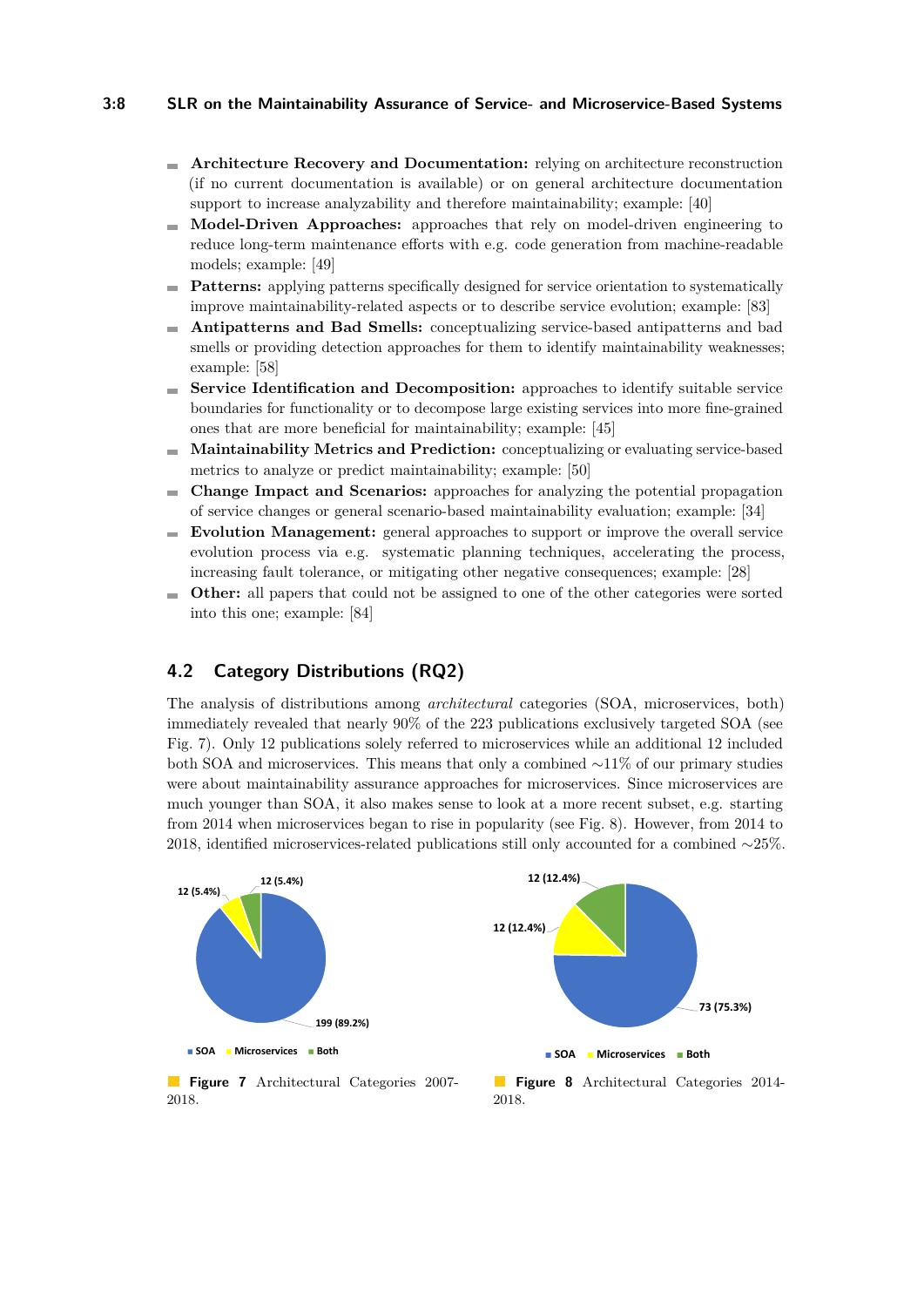- **Architecture Recovery and Documentation:** relying on architecture reconstruction (if no current documentation is available) or on general architecture documentation support to increase analyzability and therefore maintainability; example: [40]
- **Model-Driven Approaches:** approaches that rely on model-driven engineering to reduce long-term maintenance efforts with e.g. code generation from machine-readable models; example: [49]
- **Patterns:** applying patterns specifically designed for service orientation to systematically improve maintainability-related aspects or to describe service evolution; example: [83]
- **Antipatterns and Bad Smells:** conceptualizing service-based antipatterns and bad smells or providing detection approaches for them to identify maintainability weaknesses; example: [58]
- **Service Identification and Decomposition:** approaches to identify suitable service boundaries for functionality or to decompose large existing services into more fine-grained ones that are more beneficial for maintainability; example: [45]
- **Maintainability Metrics and Prediction:** conceptualizing or evaluating service-based metrics to analyze or predict maintainability; example: [50]
- **Change Impact and Scenarios:** approaches for analyzing the potential propagation of service changes or general scenario-based maintainability evaluation; example: [34]
- **Evolution Management:** general approaches to support or improve the overall service evolution process via e.g. systematic planning techniques, accelerating the process, increasing fault tolerance, or mitigating other negative consequences; example: [28]
- **Other:** all papers that could not be assigned to one of the other categories were sorted into this one; example: [84]

## 4.2 Category Distributions (RQ2)

The analysis of distributions among *architectural* categories (SOA, microservices, both) immediately revealed that nearly 90% of the 223 publications exclusively targeted SOA (see Fig. 7). Only 12 publications solely referred to microservices while an additional 12 included both SOA and microservices. This means that only a combined ∼11% of our primary studies were about maintainability assurance approaches for microservices. Since microservices are much younger than SOA, it also makes sense to look at a more recent subset, e.g. starting from 2014 when microservices began to rise in popularity (see Fig. 8). However, from 2014 to 2018, identified microservices-related publications still only accounted for a combined ∼25%.

12 (5.4%)
12 (5.4%)
199 (89.2%)
SOA Microservices Both

**Figure 7** Architectural Categories 2007-2018.

12 (12.4%)
12 (12.4%)
73 (75.3%)
SOA Microservices Both

**Figure 8** Architectural Categories 2014-2018.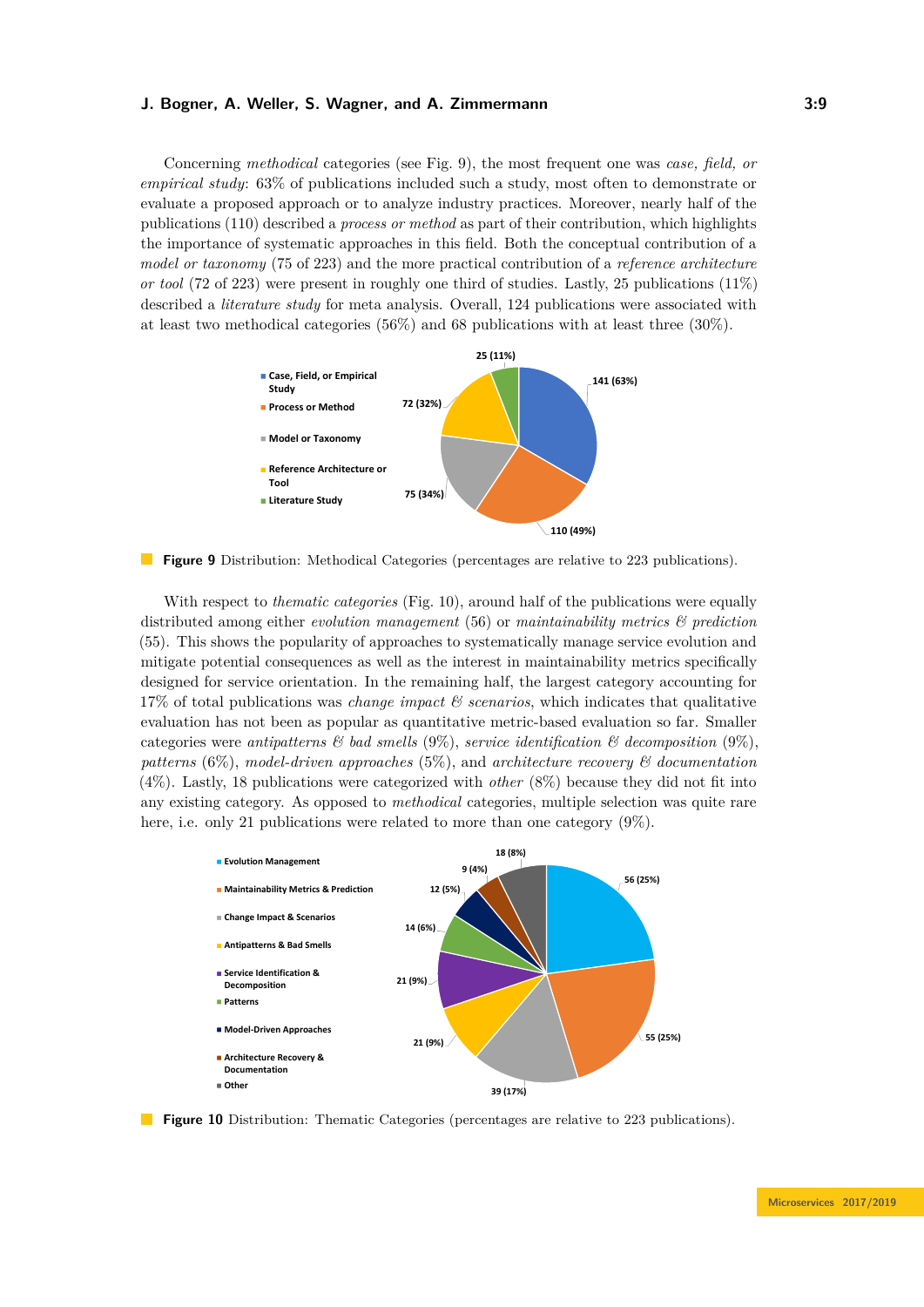Concerning *methodical* categories (see Fig. 9), the most frequent one was *case, field, or empirical study*: 63% of publications included such a study, most often to demonstrate or evaluate a proposed approach or to analyze industry practices. Moreover, nearly half of the publications (110) described a *process or method* as part of their contribution, which highlights the importance of systematic approaches in this field. Both the conceptual contribution of a *model or taxonomy* (75 of 223) and the more practical contribution of a *reference architecture or tool* (72 of 223) were present in roughly one third of studies. Lastly, 25 publications (11%) described a *literature study* for meta analysis. Overall, 124 publications were associated with at least two methodical categories (56%) and 68 publications with at least three (30%).

Case, Field, or Empirical Study
Process or Method
Model or Taxonomy
Reference Architecture or Tool
Literature Study

25 (11%)
141 (63%)
72 (32%)
75 (34%)
110 (49%)

**Figure 9** Distribution: Methodical Categories (percentages are relative to 223 publications).

With respect to *thematic categories* (Fig. 10), around half of the publications were equally distributed among either *evolution management* (56) or *maintainability metrics & prediction* (55). This shows the popularity of approaches to systematically manage service evolution and mitigate potential consequences as well as the interest in maintainability metrics specifically designed for service orientation. In the remaining half, the largest category accounting for 17% of total publications was *change impact & scenarios*, which indicates that qualitative evaluation has not been as popular as quantitative metric-based evaluation so far. Smaller categories were *antipatterns & bad smells* (9%), *service identification & decomposition* (9%), *patterns* (6%), *model-driven approaches* (5%), and *architecture recovery & documentation* (4%). Lastly, 18 publications were categorized with *other* (8%) because they did not fit into any existing category. As opposed to *methodical* categories, multiple selection was quite rare here, i.e. only 21 publications were related to more than one category (9%).

Evolution Management
Maintainability Metrics & Prediction
Change Impact & Scenarios
Antipatterns & Bad Smells
Service Identification & Decomposition
Patterns
Model-Driven Approaches
Architecture Recovery & Documentation
Other

18 (8%)
9 (4%)
12 (5%)
56 (25%)
14 (6%)
21 (9%)
21 (9%)
55 (25%)
39 (17%)

**Figure 10** Distribution: Thematic Categories (percentages are relative to 223 publications).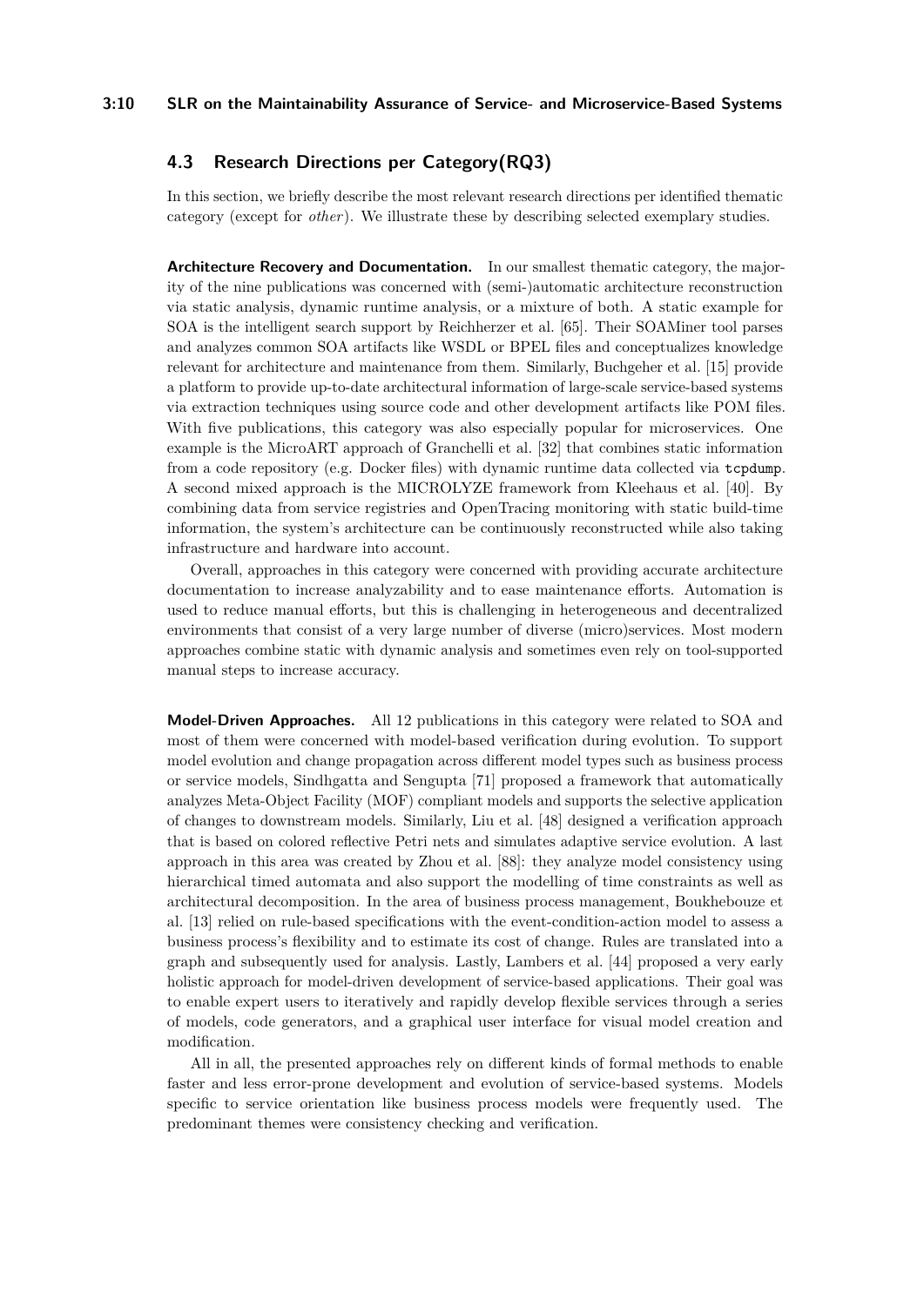## 4.3 Research Directions per Category(RQ3)

In this section, we briefly describe the most relevant research directions per identified thematic category (except for *other*). We illustrate these by describing selected exemplary studies.

**Architecture Recovery and Documentation.** In our smallest thematic category, the majority of the nine publications was concerned with (semi-)automatic architecture reconstruction via static analysis, dynamic runtime analysis, or a mixture of both. A static example for SOA is the intelligent search support by Reichherzer et al. [65]. Their SOAMiner tool parses and analyzes common SOA artifacts like WSDL or BPEL files and conceptualizes knowledge relevant for architecture and maintenance from them. Similarly, Buchgeher et al. [15] provide a platform to provide up-to-date architectural information of large-scale service-based systems via extraction techniques using source code and other development artifacts like POM files. With five publications, this category was also especially popular for microservices. One example is the MicroART approach of Granchelli et al. [32] that combines static information from a code repository (e.g. Docker files) with dynamic runtime data collected via `tcpdump`. A second mixed approach is the MICROLYZE framework from Kleehaus et al. [40]. By combining data from service registries and OpenTracing monitoring with static build-time information, the system's architecture can be continuously reconstructed while also taking infrastructure and hardware into account.

Overall, approaches in this category were concerned with providing accurate architecture documentation to increase analyzability and to ease maintenance efforts. Automation is used to reduce manual efforts, but this is challenging in heterogeneous and decentralized environments that consist of a very large number of diverse (micro)services. Most modern approaches combine static with dynamic analysis and sometimes even rely on tool-supported manual steps to increase accuracy.

**Model-Driven Approaches.** All 12 publications in this category were related to SOA and most of them were concerned with model-based verification during evolution. To support model evolution and change propagation across different model types such as business process or service models, Sindhgatta and Sengupta [71] proposed a framework that automatically analyzes Meta-Object Facility (MOF) compliant models and supports the selective application of changes to downstream models. Similarly, Liu et al. [48] designed a verification approach that is based on colored reflective Petri nets and simulates adaptive service evolution. A last approach in this area was created by Zhou et al. [88]: they analyze model consistency using hierarchical timed automata and also support the modelling of time constraints as well as architectural decomposition. In the area of business process management, Boukhebouze et al. [13] relied on rule-based specifications with the event-condition-action model to assess a business process's flexibility and to estimate its cost of change. Rules are translated into a graph and subsequently used for analysis. Lastly, Lambers et al. [44] proposed a very early holistic approach for model-driven development of service-based applications. Their goal was to enable expert users to iteratively and rapidly develop flexible services through a series of models, code generators, and a graphical user interface for visual model creation and modification.

All in all, the presented approaches rely on different kinds of formal methods to enable faster and less error-prone development and evolution of service-based systems. Models specific to service orientation like business process models were frequently used. The predominant themes were consistency checking and verification.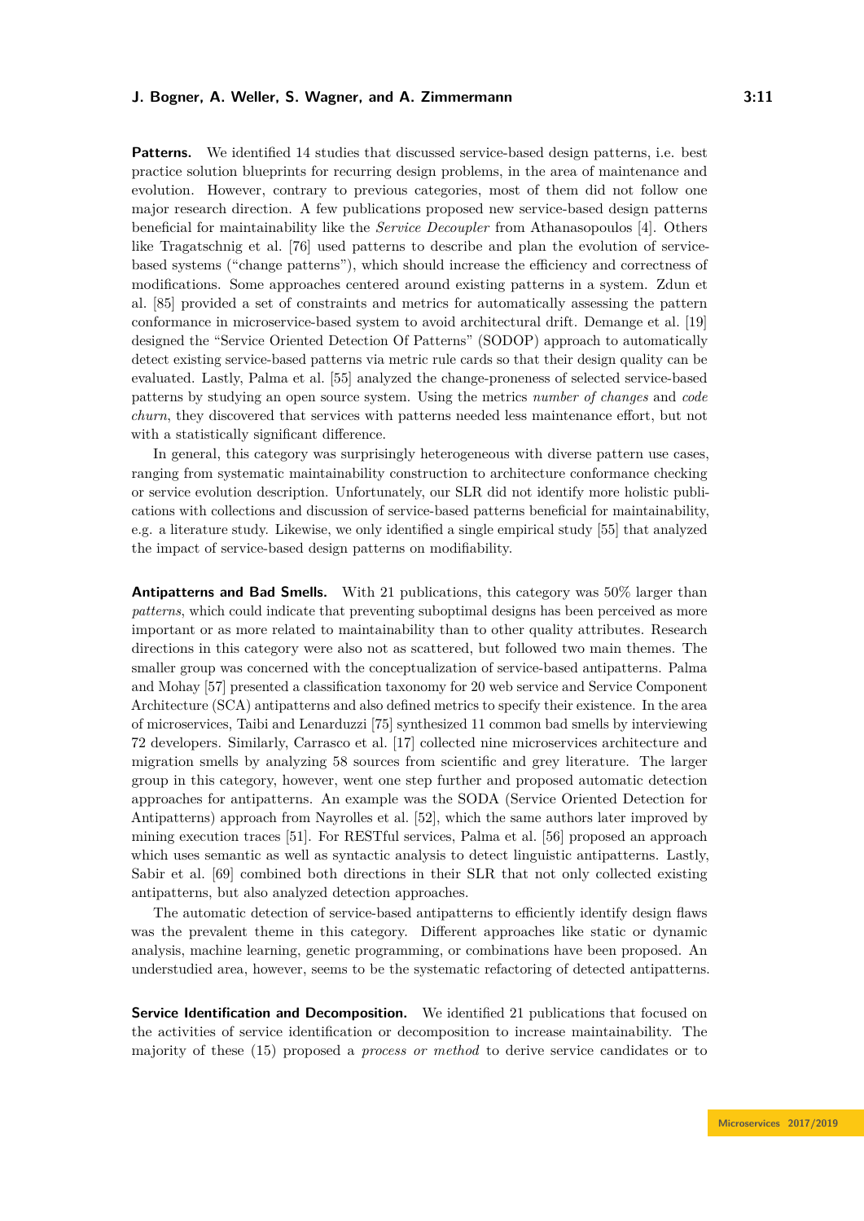**Patterns.** We identified 14 studies that discussed service-based design patterns, i.e. best practice solution blueprints for recurring design problems, in the area of maintenance and evolution. However, contrary to previous categories, most of them did not follow one major research direction. A few publications proposed new service-based design patterns beneficial for maintainability like the *Service Decoupler* from Athanasopoulos [4]. Others like Tragatschnig et al. [76] used patterns to describe and plan the evolution of service-based systems ("change patterns"), which should increase the efficiency and correctness of modifications. Some approaches centered around existing patterns in a system. Zdun et al. [85] provided a set of constraints and metrics for automatically assessing the pattern conformance in microservice-based system to avoid architectural drift. Demange et al. [19] designed the "Service Oriented Detection Of Patterns" (SODOP) approach to automatically detect existing service-based patterns via metric rule cards so that their design quality can be evaluated. Lastly, Palma et al. [55] analyzed the change-proneness of selected service-based patterns by studying an open source system. Using the metrics *number of changes* and *code churn*, they discovered that services with patterns needed less maintenance effort, but not with a statistically significant difference.

In general, this category was surprisingly heterogeneous with diverse pattern use cases, ranging from systematic maintainability construction to architecture conformance checking or service evolution description. Unfortunately, our SLR did not identify more holistic publications with collections and discussion of service-based patterns beneficial for maintainability, e.g. a literature study. Likewise, we only identified a single empirical study [55] that analyzed the impact of service-based design patterns on modifiability.

**Antipatterns and Bad Smells.** With 21 publications, this category was 50% larger than *patterns*, which could indicate that preventing suboptimal designs has been perceived as more important or as more related to maintainability than to other quality attributes. Research directions in this category were also not as scattered, but followed two main themes. The smaller group was concerned with the conceptualization of service-based antipatterns. Palma and Mohay [57] presented a classification taxonomy for 20 web service and Service Component Architecture (SCA) antipatterns and also defined metrics to specify their existence. In the area of microservices, Taibi and Lenarduzzi [75] synthesized 11 common bad smells by interviewing 72 developers. Similarly, Carrasco et al. [17] collected nine microservices architecture and migration smells by analyzing 58 sources from scientific and grey literature. The larger group in this category, however, went one step further and proposed automatic detection approaches for antipatterns. An example was the SODA (Service Oriented Detection for Antipatterns) approach from Nayrolles et al. [52], which the same authors later improved by mining execution traces [51]. For RESTful services, Palma et al. [56] proposed an approach which uses semantic as well as syntactic analysis to detect linguistic antipatterns. Lastly, Sabir et al. [69] combined both directions in their SLR that not only collected existing antipatterns, but also analyzed detection approaches.

The automatic detection of service-based antipatterns to efficiently identify design flaws was the prevalent theme in this category. Different approaches like static or dynamic analysis, machine learning, genetic programming, or combinations have been proposed. An understudied area, however, seems to be the systematic refactoring of detected antipatterns.

**Service Identification and Decomposition.** We identified 21 publications that focused on the activities of service identification or decomposition to increase maintainability. The majority of these (15) proposed a *process or method* to derive service candidates or to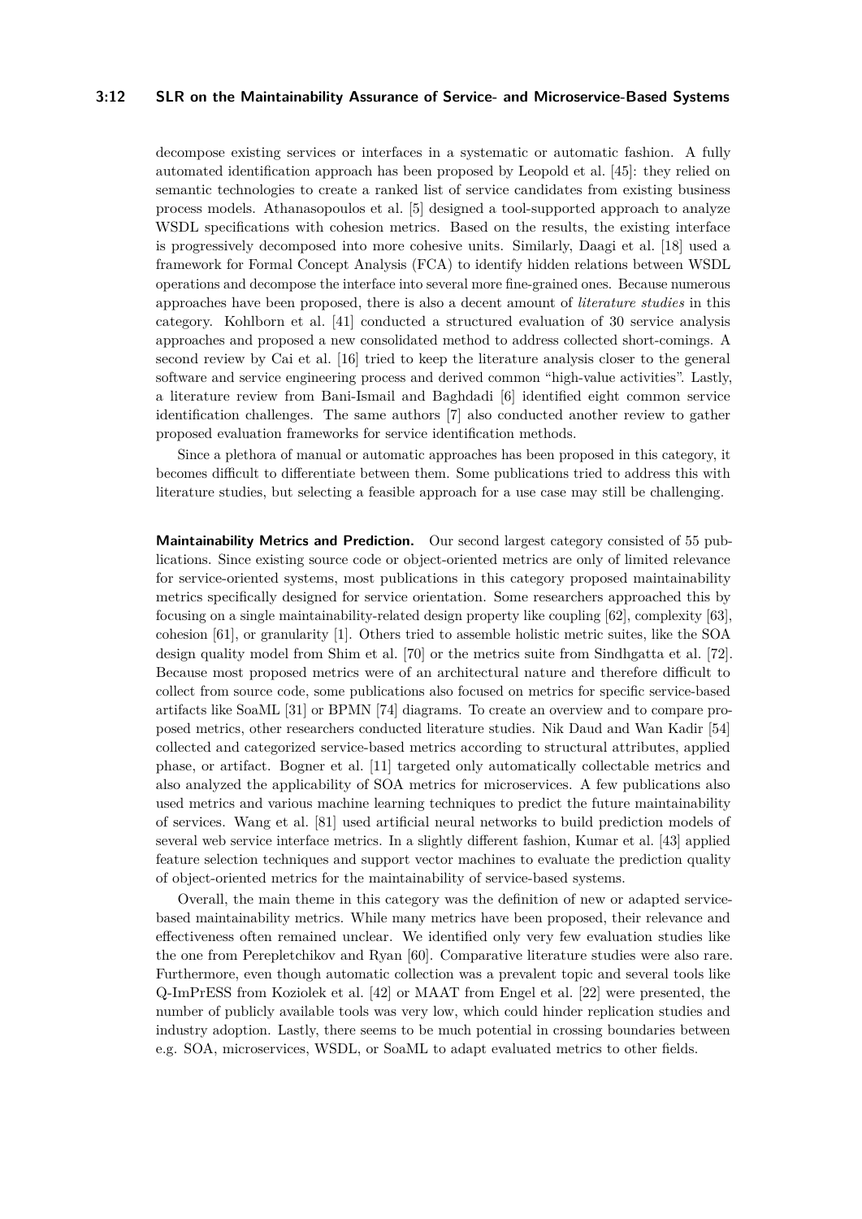decompose existing services or interfaces in a systematic or automatic fashion. A fully automated identification approach has been proposed by Leopold et al. [45]: they relied on semantic technologies to create a ranked list of service candidates from existing business process models. Athanasopoulos et al. [5] designed a tool-supported approach to analyze WSDL specifications with cohesion metrics. Based on the results, the existing interface is progressively decomposed into more cohesive units. Similarly, Daagi et al. [18] used a framework for Formal Concept Analysis (FCA) to identify hidden relations between WSDL operations and decompose the interface into several more fine-grained ones. Because numerous approaches have been proposed, there is also a decent amount of *literature studies* in this category. Kohlborn et al. [41] conducted a structured evaluation of 30 service analysis approaches and proposed a new consolidated method to address collected short-comings. A second review by Cai et al. [16] tried to keep the literature analysis closer to the general software and service engineering process and derived common "high-value activities". Lastly, a literature review from Bani-Ismail and Baghdadi [6] identified eight common service identification challenges. The same authors [7] also conducted another review to gather proposed evaluation frameworks for service identification methods.

Since a plethora of manual or automatic approaches has been proposed in this category, it becomes difficult to differentiate between them. Some publications tried to address this with literature studies, but selecting a feasible approach for a use case may still be challenging.

**Maintainability Metrics and Prediction.** Our second largest category consisted of 55 publications. Since existing source code or object-oriented metrics are only of limited relevance for service-oriented systems, most publications in this category proposed maintainability metrics specifically designed for service orientation. Some researchers approached this by focusing on a single maintainability-related design property like coupling [62], complexity [63], cohesion [61], or granularity [1]. Others tried to assemble holistic metric suites, like the SOA design quality model from Shim et al. [70] or the metrics suite from Sindhgatta et al. [72]. Because most proposed metrics were of an architectural nature and therefore difficult to collect from source code, some publications also focused on metrics for specific service-based artifacts like SoaML [31] or BPMN [74] diagrams. To create an overview and to compare proposed metrics, other researchers conducted literature studies. Nik Daud and Wan Kadir [54] collected and categorized service-based metrics according to structural attributes, applied phase, or artifact. Bogner et al. [11] targeted only automatically collectable metrics and also analyzed the applicability of SOA metrics for microservices. A few publications also used metrics and various machine learning techniques to predict the future maintainability of services. Wang et al. [81] used artificial neural networks to build prediction models of several web service interface metrics. In a slightly different fashion, Kumar et al. [43] applied feature selection techniques and support vector machines to evaluate the prediction quality of object-oriented metrics for the maintainability of service-based systems.

Overall, the main theme in this category was the definition of new or adapted service-based maintainability metrics. While many metrics have been proposed, their relevance and effectiveness often remained unclear. We identified only very few evaluation studies like the one from Perepletchikov and Ryan [60]. Comparative literature studies were also rare. Furthermore, even though automatic collection was a prevalent topic and several tools like Q-ImPrESS from Koziolek et al. [42] or MAAT from Engel et al. [22] were presented, the number of publicly available tools was very low, which could hinder replication studies and industry adoption. Lastly, there seems to be much potential in crossing boundaries between e.g. SOA, microservices, WSDL, or SoaML to adapt evaluated metrics to other fields.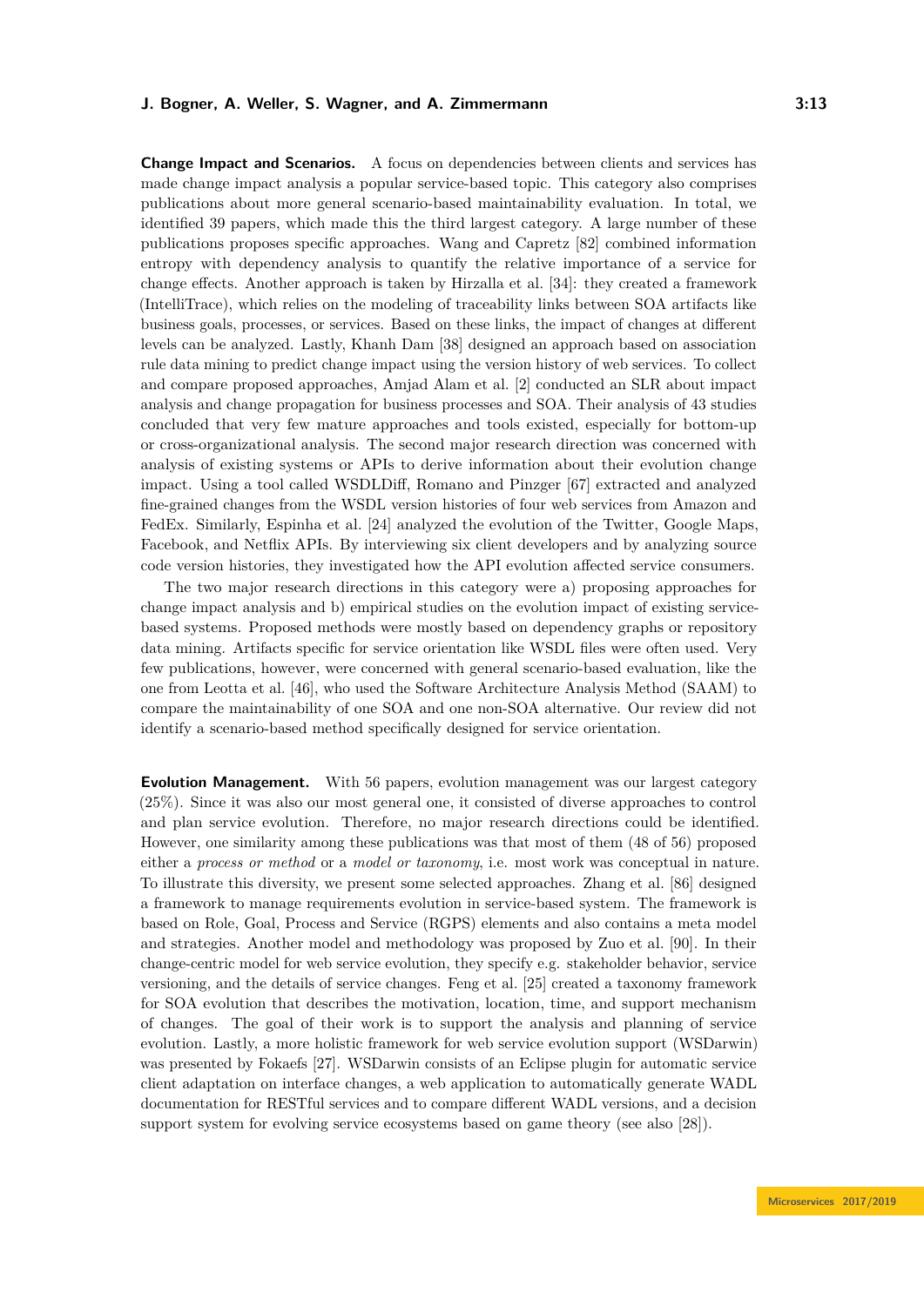**Change Impact and Scenarios.** A focus on dependencies between clients and services has made change impact analysis a popular service-based topic. This category also comprises publications about more general scenario-based maintainability evaluation. In total, we identified 39 papers, which made this the third largest category. A large number of these publications proposes specific approaches. Wang and Capretz [82] combined information entropy with dependency analysis to quantify the relative importance of a service for change effects. Another approach is taken by Hirzalla et al. [34]: they created a framework (IntelliTrace), which relies on the modeling of traceability links between SOA artifacts like business goals, processes, or services. Based on these links, the impact of changes at different levels can be analyzed. Lastly, Khanh Dam [38] designed an approach based on association rule data mining to predict change impact using the version history of web services. To collect and compare proposed approaches, Amjad Alam et al. [2] conducted an SLR about impact analysis and change propagation for business processes and SOA. Their analysis of 43 studies concluded that very few mature approaches and tools existed, especially for bottom-up or cross-organizational analysis. The second major research direction was concerned with analysis of existing systems or APIs to derive information about their evolution change impact. Using a tool called WSDLDiff, Romano and Pinzger [67] extracted and analyzed fine-grained changes from the WSDL version histories of four web services from Amazon and FedEx. Similarly, Espinha et al. [24] analyzed the evolution of the Twitter, Google Maps, Facebook, and Netflix APIs. By interviewing six client developers and by analyzing source code version histories, they investigated how the API evolution affected service consumers.

The two major research directions in this category were a) proposing approaches for change impact analysis and b) empirical studies on the evolution impact of existing service-based systems. Proposed methods were mostly based on dependency graphs or repository data mining. Artifacts specific for service orientation like WSDL files were often used. Very few publications, however, were concerned with general scenario-based evaluation, like the one from Leotta et al. [46], who used the Software Architecture Analysis Method (SAAM) to compare the maintainability of one SOA and one non-SOA alternative. Our review did not identify a scenario-based method specifically designed for service orientation.

**Evolution Management.** With 56 papers, evolution management was our largest category (25%). Since it was also our most general one, it consisted of diverse approaches to control and plan service evolution. Therefore, no major research directions could be identified. However, one similarity among these publications was that most of them (48 of 56) proposed either a *process or method* or a *model or taxonomy*, i.e. most work was conceptual in nature. To illustrate this diversity, we present some selected approaches. Zhang et al. [86] designed a framework to manage requirements evolution in service-based system. The framework is based on Role, Goal, Process and Service (RGPS) elements and also contains a meta model and strategies. Another model and methodology was proposed by Zuo et al. [90]. In their change-centric model for web service evolution, they specify e.g. stakeholder behavior, service versioning, and the details of service changes. Feng et al. [25] created a taxonomy framework for SOA evolution that describes the motivation, location, time, and support mechanism of changes. The goal of their work is to support the analysis and planning of service evolution. Lastly, a more holistic framework for web service evolution support (WSDarwin) was presented by Fokaefs [27]. WSDarwin consists of an Eclipse plugin for automatic service client adaptation on interface changes, a web application to automatically generate WADL documentation for RESTful services and to compare different WADL versions, and a decision support system for evolving service ecosystems based on game theory (see also [28]).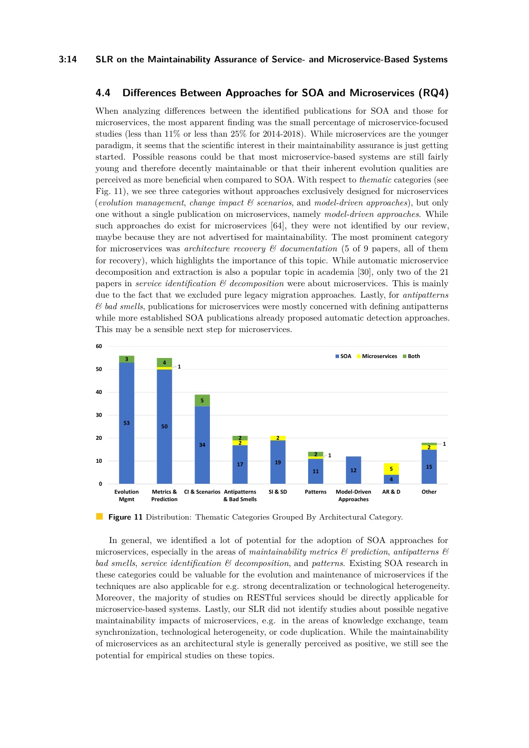## 4.4 Differences Between Approaches for SOA and Microservices (RQ4)

When analyzing differences between the identified publications for SOA and those for microservices, the most apparent finding was the small percentage of microservice-focused studies (less than 11% or less than 25% for 2014-2018). While microservices are the younger paradigm, it seems that the scientific interest in their maintainability assurance is just getting started. Possible reasons could be that most microservice-based systems are still fairly young and therefore decently maintainable or that their inherent evolution qualities are perceived as more beneficial when compared to SOA. With respect to *thematic* categories (see Fig. 11), we see three categories without approaches exclusively designed for microservices (*evolution management*, *change impact & scenarios*, and *model-driven approaches*), but only one without a single publication on microservices, namely *model-driven approaches*. While such approaches do exist for microservices [64], they were not identified by our review, maybe because they are not advertised for maintainability. The most prominent category for microservices was *architecture recovery & documentation* (5 of 9 papers, all of them for recovery), which highlights the importance of this topic. While automatic microservice decomposition and extraction is also a popular topic in academia [30], only two of the 21 papers in *service identification & decomposition* were about microservices. This is mainly due to the fact that we excluded pure legacy migration approaches. Lastly, for *antipatterns & bad smells*, publications for microservices were mostly concerned with defining antipatterns while more established SOA publications already proposed automatic detection approaches. This may be a sensible next step for microservices.

| Category | SOA | Microservices | Both |
|---|---|---|---|
| Evolution Mgmt | 53 | | 3 |
| Metrics & Prediction | 50 | 1 | 4 |
| CI & Scenarios | 34 | | 5 |
| Antipatterns & Bad Smells | 17 | 2 | 2 |
| SI & SD | 19 | 2 | |
| Patterns | 11 | 1 | 2 |
| Model-Driven Approaches | 12 | | |
| AR & D | 4 | 5 | |
| Other | 15 | 2 | 1 |

**Figure 11** Distribution: Thematic Categories Grouped By Architectural Category.

In general, we identified a lot of potential for the adoption of SOA approaches for microservices, especially in the areas of *maintainability metrics & prediction*, *antipatterns & bad smells*, *service identification & decomposition*, and *patterns*. Existing SOA research in these categories could be valuable for the evolution and maintenance of microservices if the techniques are also applicable for e.g. strong decentralization or technological heterogeneity. Moreover, the majority of studies on RESTful services should be directly applicable for microservice-based systems. Lastly, our SLR did not identify studies about possible negative maintainability impacts of microservices, e.g. in the areas of knowledge exchange, team synchronization, technological heterogeneity, or code duplication. While the maintainability of microservices as an architectural style is generally perceived as positive, we still see the potential for empirical studies on these topics.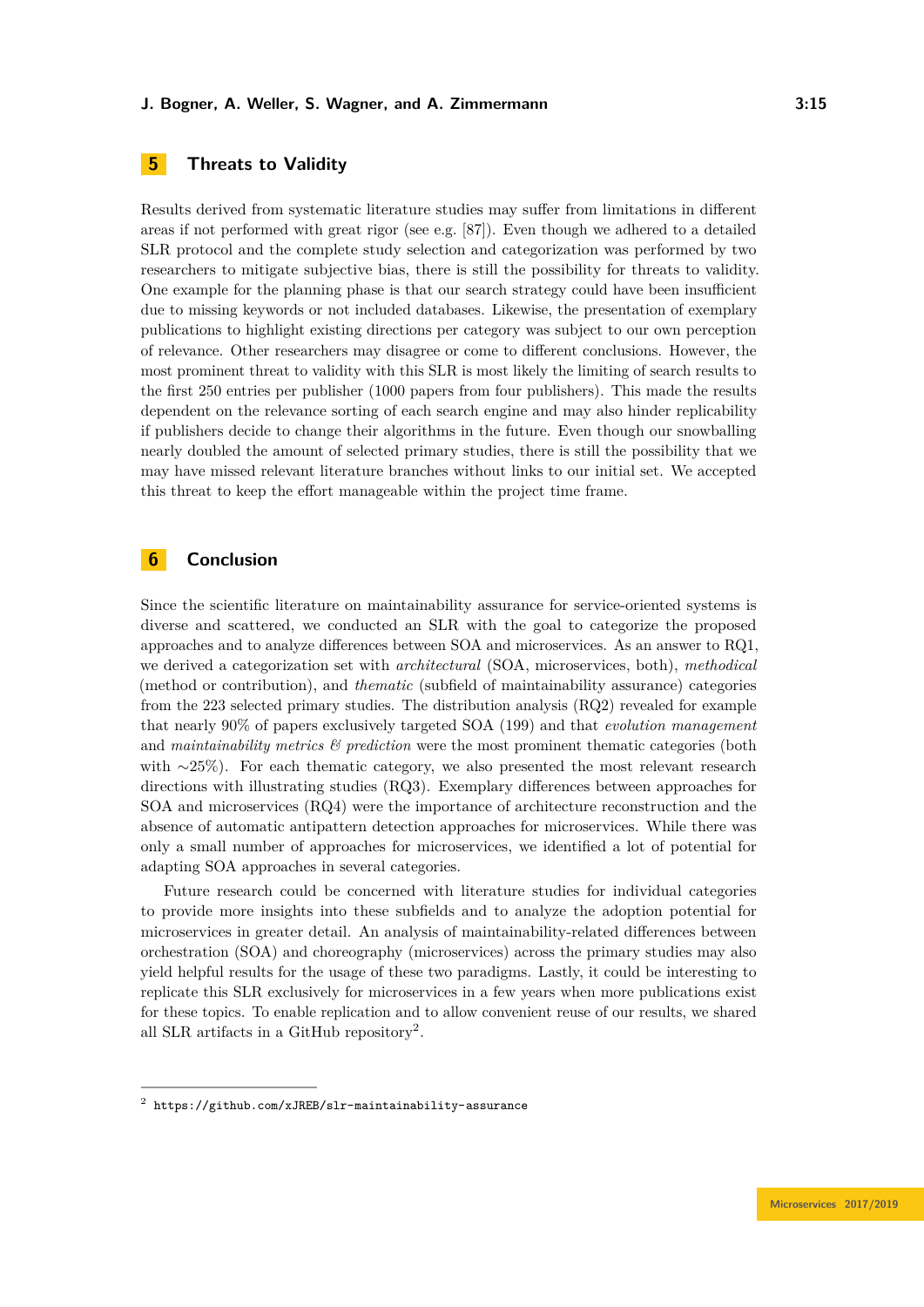## 5 Threats to Validity

Results derived from systematic literature studies may suffer from limitations in different areas if not performed with great rigor (see e.g. [87]). Even though we adhered to a detailed SLR protocol and the complete study selection and categorization was performed by two researchers to mitigate subjective bias, there is still the possibility for threats to validity. One example for the planning phase is that our search strategy could have been insufficient due to missing keywords or not included databases. Likewise, the presentation of exemplary publications to highlight existing directions per category was subject to our own perception of relevance. Other researchers may disagree or come to different conclusions. However, the most prominent threat to validity with this SLR is most likely the limiting of search results to the first 250 entries per publisher (1000 papers from four publishers). This made the results dependent on the relevance sorting of each search engine and may also hinder replicability if publishers decide to change their algorithms in the future. Even though our snowballing nearly doubled the amount of selected primary studies, there is still the possibility that we may have missed relevant literature branches without links to our initial set. We accepted this threat to keep the effort manageable within the project time frame.

## 6 Conclusion

Since the scientific literature on maintainability assurance for service-oriented systems is diverse and scattered, we conducted an SLR with the goal to categorize the proposed approaches and to analyze differences between SOA and microservices. As an answer to RQ1, we derived a categorization set with *architectural* (SOA, microservices, both), *methodical* (method or contribution), and *thematic* (subfield of maintainability assurance) categories from the 223 selected primary studies. The distribution analysis (RQ2) revealed for example that nearly 90% of papers exclusively targeted SOA (199) and that *evolution management* and *maintainability metrics & prediction* were the most prominent thematic categories (both with ∼25%). For each thematic category, we also presented the most relevant research directions with illustrating studies (RQ3). Exemplary differences between approaches for SOA and microservices (RQ4) were the importance of architecture reconstruction and the absence of automatic antipattern detection approaches for microservices. While there was only a small number of approaches for microservices, we identified a lot of potential for adapting SOA approaches in several categories.

Future research could be concerned with literature studies for individual categories to provide more insights into these subfields and to analyze the adoption potential for microservices in greater detail. An analysis of maintainability-related differences between orchestration (SOA) and choreography (microservices) across the primary studies may also yield helpful results for the usage of these two paradigms. Lastly, it could be interesting to replicate this SLR exclusively for microservices in a few years when more publications exist for these topics. To enable replication and to allow convenient reuse of our results, we shared all SLR artifacts in a GitHub repository[2].

[2] https://github.com/xJREB/slr-maintainability-assurance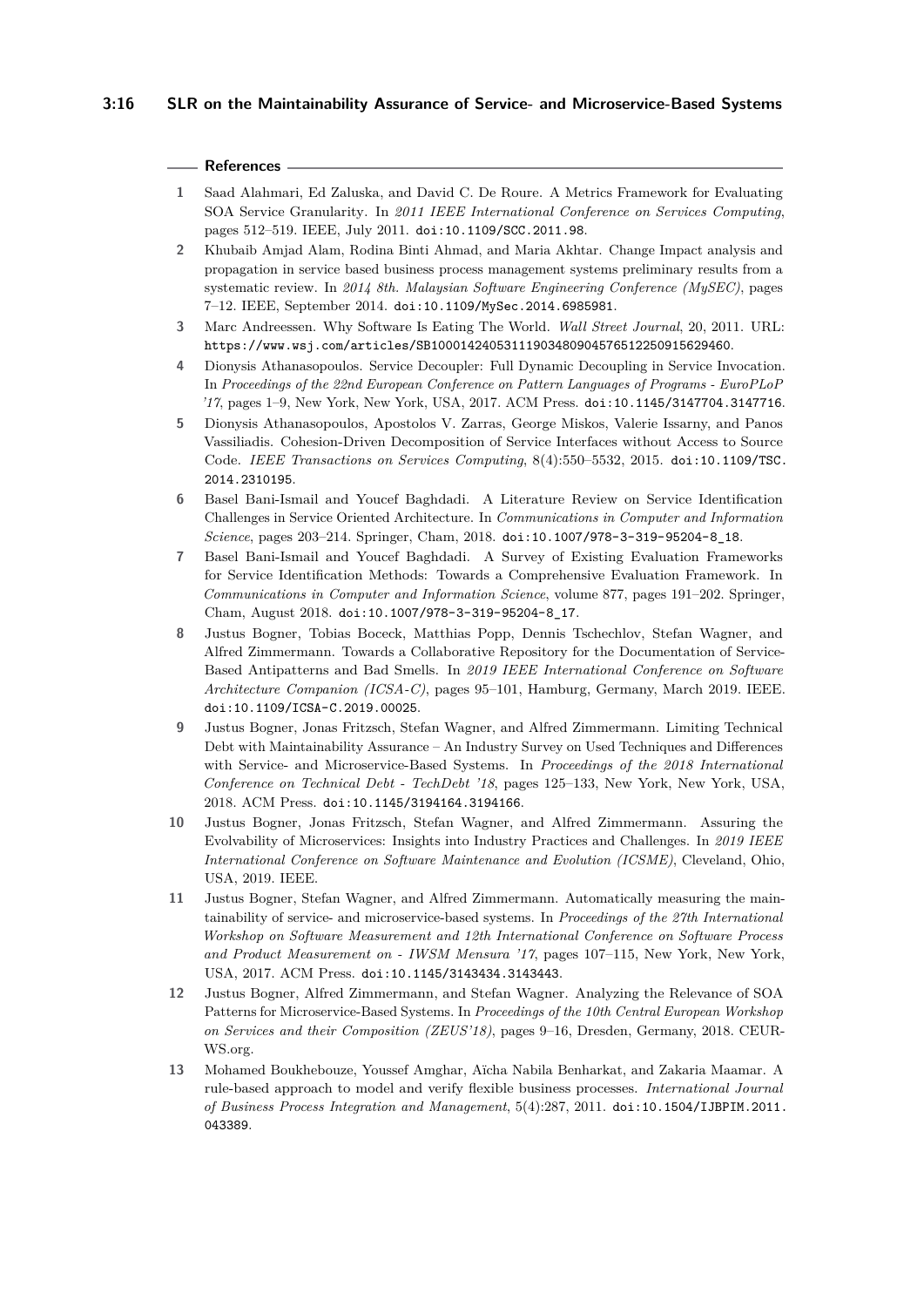## References

1. Saad Alahmari, Ed Zaluska, and David C. De Roure. A Metrics Framework for Evaluating SOA Service Granularity. In *2011 IEEE International Conference on Services Computing*, pages 512–519. IEEE, July 2011. doi:10.1109/SCC.2011.98.
2. Khubaib Amjad Alam, Rodina Binti Ahmad, and Maria Akhtar. Change Impact analysis and propagation in service based business process management systems preliminary results from a systematic review. In *2014 8th. Malaysian Software Engineering Conference (MySEC)*, pages 7–12. IEEE, September 2014. doi:10.1109/MySec.2014.6985981.
3. Marc Andreessen. Why Software Is Eating The World. *Wall Street Journal*, 20, 2011. URL: https://www.wsj.com/articles/SB10001424053111903480904576512250915629460.
4. Dionysis Athanasopoulos. Service Decoupler: Full Dynamic Decoupling in Service Invocation. In *Proceedings of the 22nd European Conference on Pattern Languages of Programs - EuroPLoP '17*, pages 1–9, New York, New York, USA, 2017. ACM Press. doi:10.1145/3147704.3147716.
5. Dionysis Athanasopoulos, Apostolos V. Zarras, George Miskos, Valerie Issarny, and Panos Vassiliadis. Cohesion-Driven Decomposition of Service Interfaces without Access to Source Code. *IEEE Transactions on Services Computing*, 8(4):550–5532, 2015. doi:10.1109/TSC.2014.2310195.
6. Basel Bani-Ismail and Youcef Baghdadi. A Literature Review on Service Identification Challenges in Service Oriented Architecture. In *Communications in Computer and Information Science*, pages 203–214. Springer, Cham, 2018. doi:10.1007/978-3-319-95204-8_18.
7. Basel Bani-Ismail and Youcef Baghdadi. A Survey of Existing Evaluation Frameworks for Service Identification Methods: Towards a Comprehensive Evaluation Framework. In *Communications in Computer and Information Science*, volume 877, pages 191–202. Springer, Cham, August 2018. doi:10.1007/978-3-319-95204-8_17.
8. Justus Bogner, Tobias Boceck, Matthias Popp, Dennis Tschechlov, Stefan Wagner, and Alfred Zimmermann. Towards a Collaborative Repository for the Documentation of Service-Based Antipatterns and Bad Smells. In *2019 IEEE International Conference on Software Architecture Companion (ICSA-C)*, pages 95–101, Hamburg, Germany, March 2019. IEEE. doi:10.1109/ICSA-C.2019.00025.
9. Justus Bogner, Jonas Fritzsch, Stefan Wagner, and Alfred Zimmermann. Limiting Technical Debt with Maintainability Assurance – An Industry Survey on Used Techniques and Differences with Service- and Microservice-Based Systems. In *Proceedings of the 2018 International Conference on Technical Debt - TechDebt '18*, pages 125–133, New York, New York, USA, 2018. ACM Press. doi:10.1145/3194164.3194166.
10. Justus Bogner, Jonas Fritzsch, Stefan Wagner, and Alfred Zimmermann. Assuring the Evolvability of Microservices: Insights into Industry Practices and Challenges. In *2019 IEEE International Conference on Software Maintenance and Evolution (ICSME)*, Cleveland, Ohio, USA, 2019. IEEE.
11. Justus Bogner, Stefan Wagner, and Alfred Zimmermann. Automatically measuring the maintainability of service- and microservice-based systems. In *Proceedings of the 27th International Workshop on Software Measurement and 12th International Conference on Software Process and Product Measurement on - IWSM Mensura '17*, pages 107–115, New York, New York, USA, 2017. ACM Press. doi:10.1145/3143434.3143443.
12. Justus Bogner, Alfred Zimmermann, and Stefan Wagner. Analyzing the Relevance of SOA Patterns for Microservice-Based Systems. In *Proceedings of the 10th Central European Workshop on Services and their Composition (ZEUS'18)*, pages 9–16, Dresden, Germany, 2018. CEUR-WS.org.
13. Mohamed Boukhebouze, Youssef Amghar, Aïcha Nabila Benharkat, and Zakaria Maamar. A rule-based approach to model and verify flexible business processes. *International Journal of Business Process Integration and Management*, 5(4):287, 2011. doi:10.1504/IJBPIM.2011.043389.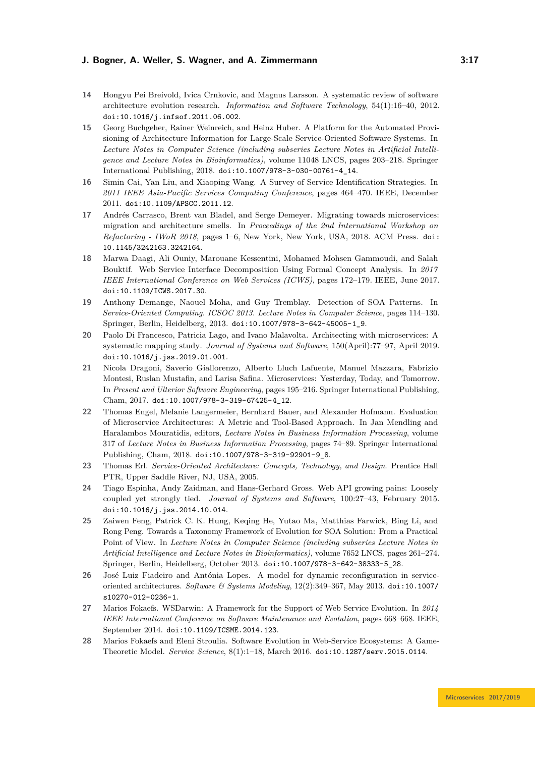14 Hongyu Pei Breivold, Ivica Crnkovic, and Magnus Larsson. A systematic review of software architecture evolution research. *Information and Software Technology*, 54(1):16–40, 2012. doi:10.1016/j.infsof.2011.06.002.

15 Georg Buchgeher, Rainer Weinreich, and Heinz Huber. A Platform for the Automated Provisioning of Architecture Information for Large-Scale Service-Oriented Software Systems. In *Lecture Notes in Computer Science (including subseries Lecture Notes in Artificial Intelligence and Lecture Notes in Bioinformatics)*, volume 11048 LNCS, pages 203–218. Springer International Publishing, 2018. doi:10.1007/978-3-030-00761-4_14.

16 Simin Cai, Yan Liu, and Xiaoping Wang. A Survey of Service Identification Strategies. In *2011 IEEE Asia-Pacific Services Computing Conference*, pages 464–470. IEEE, December 2011. doi:10.1109/APSCC.2011.12.

17 Andrés Carrasco, Brent van Bladel, and Serge Demeyer. Migrating towards microservices: migration and architecture smells. In *Proceedings of the 2nd International Workshop on Refactoring - IWoR 2018*, pages 1–6, New York, New York, USA, 2018. ACM Press. doi:10.1145/3242163.3242164.

18 Marwa Daagi, Ali Ouniy, Marouane Kessentini, Mohamed Mohsen Gammoudi, and Salah Bouktif. Web Service Interface Decomposition Using Formal Concept Analysis. In *2017 IEEE International Conference on Web Services (ICWS)*, pages 172–179. IEEE, June 2017. doi:10.1109/ICWS.2017.30.

19 Anthony Demange, Naouel Moha, and Guy Tremblay. Detection of SOA Patterns. In *Service-Oriented Computing. ICSOC 2013. Lecture Notes in Computer Science*, pages 114–130. Springer, Berlin, Heidelberg, 2013. doi:10.1007/978-3-642-45005-1_9.

20 Paolo Di Francesco, Patricia Lago, and Ivano Malavolta. Architecting with microservices: A systematic mapping study. *Journal of Systems and Software*, 150(April):77–97, April 2019. doi:10.1016/j.jss.2019.01.001.

21 Nicola Dragoni, Saverio Giallorenzo, Alberto Lluch Lafuente, Manuel Mazzara, Fabrizio Montesi, Ruslan Mustafin, and Larisa Safina. Microservices: Yesterday, Today, and Tomorrow. In *Present and Ulterior Software Engineering*, pages 195–216. Springer International Publishing, Cham, 2017. doi:10.1007/978-3-319-67425-4_12.

22 Thomas Engel, Melanie Langermeier, Bernhard Bauer, and Alexander Hofmann. Evaluation of Microservice Architectures: A Metric and Tool-Based Approach. In Jan Mendling and Haralambos Mouratidis, editors, *Lecture Notes in Business Information Processing*, volume 317 of *Lecture Notes in Business Information Processing*, pages 74–89. Springer International Publishing, Cham, 2018. doi:10.1007/978-3-319-92901-9_8.

23 Thomas Erl. *Service-Oriented Architecture: Concepts, Technology, and Design*. Prentice Hall PTR, Upper Saddle River, NJ, USA, 2005.

24 Tiago Espinha, Andy Zaidman, and Hans-Gerhard Gross. Web API growing pains: Loosely coupled yet strongly tied. *Journal of Systems and Software*, 100:27–43, February 2015. doi:10.1016/j.jss.2014.10.014.

25 Zaiwen Feng, Patrick C. K. Hung, Keqing He, Yutao Ma, Matthias Farwick, Bing Li, and Rong Peng. Towards a Taxonomy Framework of Evolution for SOA Solution: From a Practical Point of View. In *Lecture Notes in Computer Science (including subseries Lecture Notes in Artificial Intelligence and Lecture Notes in Bioinformatics)*, volume 7652 LNCS, pages 261–274. Springer, Berlin, Heidelberg, October 2013. doi:10.1007/978-3-642-38333-5_28.

26 José Luiz Fiadeiro and Antónia Lopes. A model for dynamic reconfiguration in service-oriented architectures. *Software & Systems Modeling*, 12(2):349–367, May 2013. doi:10.1007/s10270-012-0236-1.

27 Marios Fokaefs. WSDarwin: A Framework for the Support of Web Service Evolution. In *2014 IEEE International Conference on Software Maintenance and Evolution*, pages 668–668. IEEE, September 2014. doi:10.1109/ICSME.2014.123.

28 Marios Fokaefs and Eleni Stroulia. Software Evolution in Web-Service Ecosystems: A Game-Theoretic Model. *Service Science*, 8(1):1–18, March 2016. doi:10.1287/serv.2015.0114.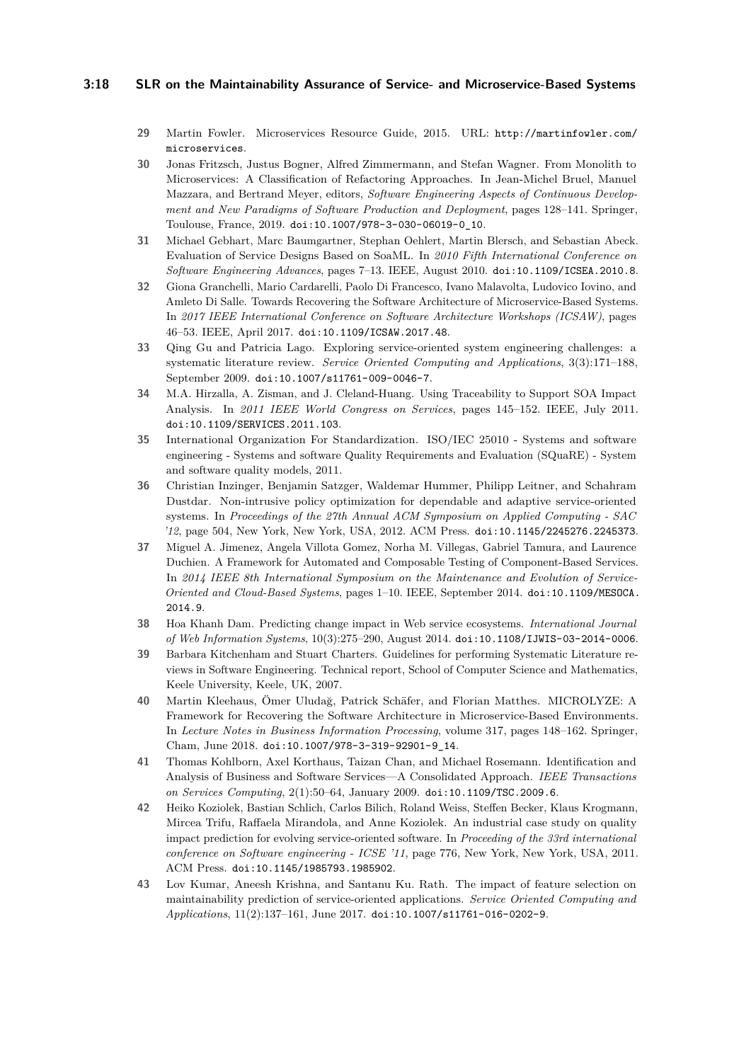29 Martin Fowler. Microservices Resource Guide, 2015. URL: http://martinfowler.com/microservices.

30 Jonas Fritzsch, Justus Bogner, Alfred Zimmermann, and Stefan Wagner. From Monolith to Microservices: A Classification of Refactoring Approaches. In Jean-Michel Bruel, Manuel Mazzara, and Bertrand Meyer, editors, *Software Engineering Aspects of Continuous Development and New Paradigms of Software Production and Deployment*, pages 128–141. Springer, Toulouse, France, 2019. doi:10.1007/978-3-030-06019-0_10.

31 Michael Gebhart, Marc Baumgartner, Stephan Oehlert, Martin Blersch, and Sebastian Abeck. Evaluation of Service Designs Based on SoaML. In *2010 Fifth International Conference on Software Engineering Advances*, pages 7–13. IEEE, August 2010. doi:10.1109/ICSEA.2010.8.

32 Giona Granchelli, Mario Cardarelli, Paolo Di Francesco, Ivano Malavolta, Ludovico Iovino, and Amleto Di Salle. Towards Recovering the Software Architecture of Microservice-Based Systems. In *2017 IEEE International Conference on Software Architecture Workshops (ICSAW)*, pages 46–53. IEEE, April 2017. doi:10.1109/ICSAW.2017.48.

33 Qing Gu and Patricia Lago. Exploring service-oriented system engineering challenges: a systematic literature review. *Service Oriented Computing and Applications*, 3(3):171–188, September 2009. doi:10.1007/s11761-009-0046-7.

34 M.A. Hirzalla, A. Zisman, and J. Cleland-Huang. Using Traceability to Support SOA Impact Analysis. In *2011 IEEE World Congress on Services*, pages 145–152. IEEE, July 2011. doi:10.1109/SERVICES.2011.103.

35 International Organization For Standardization. ISO/IEC 25010 - Systems and software engineering - Systems and software Quality Requirements and Evaluation (SQuaRE) - System and software quality models, 2011.

36 Christian Inzinger, Benjamin Satzger, Waldemar Hummer, Philipp Leitner, and Schahram Dustdar. Non-intrusive policy optimization for dependable and adaptive service-oriented systems. In *Proceedings of the 27th Annual ACM Symposium on Applied Computing - SAC '12*, page 504, New York, New York, USA, 2012. ACM Press. doi:10.1145/2245276.2245373.

37 Miguel A. Jimenez, Angela Villota Gomez, Norha M. Villegas, Gabriel Tamura, and Laurence Duchien. A Framework for Automated and Composable Testing of Component-Based Services. In *2014 IEEE 8th International Symposium on the Maintenance and Evolution of Service-Oriented and Cloud-Based Systems*, pages 1–10. IEEE, September 2014. doi:10.1109/MESOCA.2014.9.

38 Hoa Khanh Dam. Predicting change impact in Web service ecosystems. *International Journal of Web Information Systems*, 10(3):275–290, August 2014. doi:10.1108/IJWIS-03-2014-0006.

39 Barbara Kitchenham and Stuart Charters. Guidelines for performing Systematic Literature reviews in Software Engineering. Technical report, School of Computer Science and Mathematics, Keele University, Keele, UK, 2007.

40 Martin Kleehaus, Ömer Uludağ, Patrick Schäfer, and Florian Matthes. MICROLYZE: A Framework for Recovering the Software Architecture in Microservice-Based Environments. In *Lecture Notes in Business Information Processing*, volume 317, pages 148–162. Springer, Cham, June 2018. doi:10.1007/978-3-319-92901-9_14.

41 Thomas Kohlborn, Axel Korthaus, Taizan Chan, and Michael Rosemann. Identification and Analysis of Business and Software Services—A Consolidated Approach. *IEEE Transactions on Services Computing*, 2(1):50–64, January 2009. doi:10.1109/TSC.2009.6.

42 Heiko Koziolek, Bastian Schlich, Carlos Bilich, Roland Weiss, Steffen Becker, Klaus Krogmann, Mircea Trifu, Raffaela Mirandola, and Anne Koziolek. An industrial case study on quality impact prediction for evolving service-oriented software. In *Proceeding of the 33rd international conference on Software engineering - ICSE '11*, page 776, New York, New York, USA, 2011. ACM Press. doi:10.1145/1985793.1985902.

43 Lov Kumar, Aneesh Krishna, and Santanu Ku. Rath. The impact of feature selection on maintainability prediction of service-oriented applications. *Service Oriented Computing and Applications*, 11(2):137–161, June 2017. doi:10.1007/s11761-016-0202-9.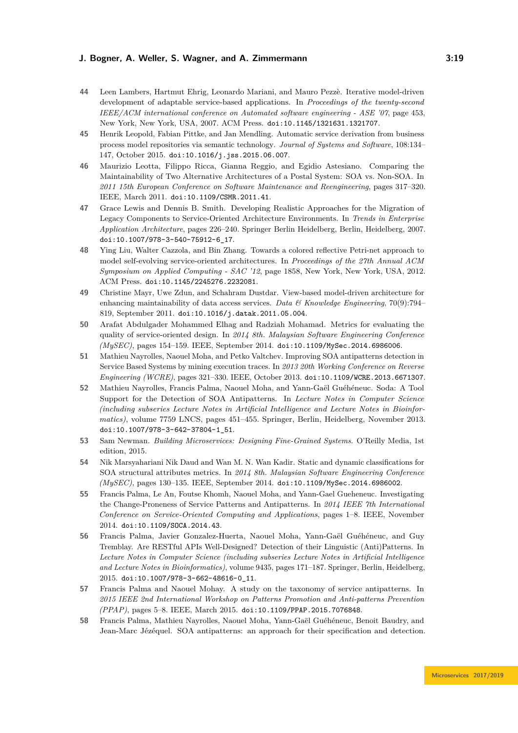44 Leen Lambers, Hartmut Ehrig, Leonardo Mariani, and Mauro Pezzè. Iterative model-driven development of adaptable service-based applications. In *Proceedings of the twenty-second IEEE/ACM international conference on Automated software engineering - ASE '07*, page 453, New York, New York, USA, 2007. ACM Press. doi:10.1145/1321631.1321707.

45 Henrik Leopold, Fabian Pittke, and Jan Mendling. Automatic service derivation from business process model repositories via semantic technology. *Journal of Systems and Software*, 108:134–147, October 2015. doi:10.1016/j.jss.2015.06.007.

46 Maurizio Leotta, Filippo Ricca, Gianna Reggio, and Egidio Astesiano. Comparing the Maintainability of Two Alternative Architectures of a Postal System: SOA vs. Non-SOA. In *2011 15th European Conference on Software Maintenance and Reengineering*, pages 317–320. IEEE, March 2011. doi:10.1109/CSMR.2011.41.

47 Grace Lewis and Dennis B. Smith. Developing Realistic Approaches for the Migration of Legacy Components to Service-Oriented Architecture Environments. In *Trends in Enterprise Application Architecture*, pages 226–240. Springer Berlin Heidelberg, Berlin, Heidelberg, 2007. doi:10.1007/978-3-540-75912-6_17.

48 Ying Liu, Walter Cazzola, and Bin Zhang. Towards a colored reflective Petri-net approach to model self-evolving service-oriented architectures. In *Proceedings of the 27th Annual ACM Symposium on Applied Computing - SAC '12*, page 1858, New York, New York, USA, 2012. ACM Press. doi:10.1145/2245276.2232081.

49 Christine Mayr, Uwe Zdun, and Schahram Dustdar. View-based model-driven architecture for enhancing maintainability of data access services. *Data & Knowledge Engineering*, 70(9):794–819, September 2011. doi:10.1016/j.datak.2011.05.004.

50 Arafat Abdulgader Mohammed Elhag and Radziah Mohamad. Metrics for evaluating the quality of service-oriented design. In *2014 8th. Malaysian Software Engineering Conference (MySEC)*, pages 154–159. IEEE, September 2014. doi:10.1109/MySec.2014.6986006.

51 Mathieu Nayrolles, Naouel Moha, and Petko Valtchev. Improving SOA antipatterns detection in Service Based Systems by mining execution traces. In *2013 20th Working Conference on Reverse Engineering (WCRE)*, pages 321–330. IEEE, October 2013. doi:10.1109/WCRE.2013.6671307.

52 Mathieu Nayrolles, Francis Palma, Naouel Moha, and Yann-Gaël Guéhéneuc. Soda: A Tool Support for the Detection of SOA Antipatterns. In *Lecture Notes in Computer Science (including subseries Lecture Notes in Artificial Intelligence and Lecture Notes in Bioinformatics)*, volume 7759 LNCS, pages 451–455. Springer, Berlin, Heidelberg, November 2013. doi:10.1007/978-3-642-37804-1_51.

53 Sam Newman. *Building Microservices: Designing Fine-Grained Systems*. O'Reilly Media, 1st edition, 2015.

54 Nik Marsyahariani Nik Daud and Wan M. N. Wan Kadir. Static and dynamic classifications for SOA structural attributes metrics. In *2014 8th. Malaysian Software Engineering Conference (MySEC)*, pages 130–135. IEEE, September 2014. doi:10.1109/MySec.2014.6986002.

55 Francis Palma, Le An, Foutse Khomh, Naouel Moha, and Yann-Gael Gueheneuc. Investigating the Change-Proneness of Service Patterns and Antipatterns. In *2014 IEEE 7th International Conference on Service-Oriented Computing and Applications*, pages 1–8. IEEE, November 2014. doi:10.1109/SOCA.2014.43.

56 Francis Palma, Javier Gonzalez-Huerta, Naouel Moha, Yann-Gaël Guéhéneuc, and Guy Tremblay. Are RESTful APIs Well-Designed? Detection of their Linguistic (Anti)Patterns. In *Lecture Notes in Computer Science (including subseries Lecture Notes in Artificial Intelligence and Lecture Notes in Bioinformatics)*, volume 9435, pages 171–187. Springer, Berlin, Heidelberg, 2015. doi:10.1007/978-3-662-48616-0_11.

57 Francis Palma and Naouel Mohay. A study on the taxonomy of service antipatterns. In *2015 IEEE 2nd International Workshop on Patterns Promotion and Anti-patterns Prevention (PPAP)*, pages 5–8. IEEE, March 2015. doi:10.1109/PPAP.2015.7076848.

58 Francis Palma, Mathieu Nayrolles, Naouel Moha, Yann-Gaël Guéhéneuc, Benoit Baudry, and Jean-Marc Jézéquel. SOA antipatterns: an approach for their specification and detection.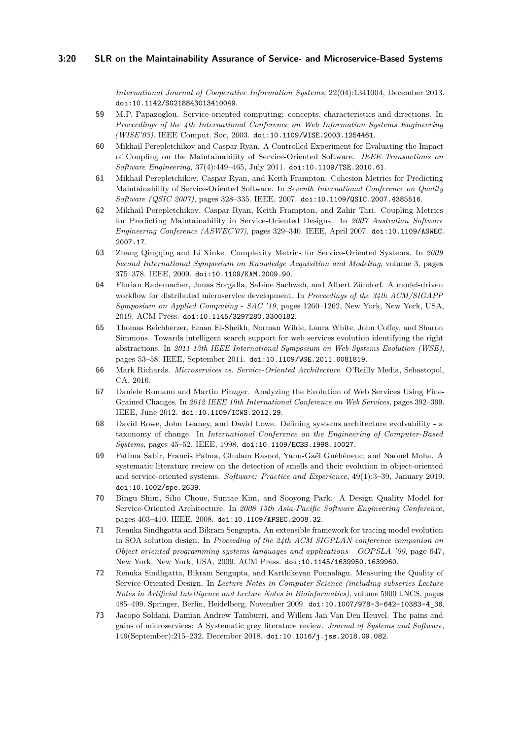*International Journal of Cooperative Information Systems*, 22(04):1341004, December 2013. doi:10.1142/S0218843013410049.

**59** M.P. Papazoglou. Service-oriented computing: concepts, characteristics and directions. In *Proceedings of the 4th International Conference on Web Information Systems Engineering (WISE'03)*. IEEE Comput. Soc, 2003. doi:10.1109/WISE.2003.1254461.

**60** Mikhail Perepletchikov and Caspar Ryan. A Controlled Experiment for Evaluating the Impact of Coupling on the Maintainability of Service-Oriented Software. *IEEE Transactions on Software Engineering*, 37(4):449–465, July 2011. doi:10.1109/TSE.2010.61.

**61** Mikhail Perepletchikov, Caspar Ryan, and Keith Frampton. Cohesion Metrics for Predicting Maintainability of Service-Oriented Software. In *Seventh International Conference on Quality Software (QSIC 2007)*, pages 328–335. IEEE, 2007. doi:10.1109/QSIC.2007.4385516.

**62** Mikhail Perepletchikov, Caspar Ryan, Keith Frampton, and Zahir Tari. Coupling Metrics for Predicting Maintainability in Service-Oriented Designs. In *2007 Australian Software Engineering Conference (ASWEC'07)*, pages 329–340. IEEE, April 2007. doi:10.1109/ASWEC.2007.17.

**63** Zhang Qingqing and Li Xinke. Complexity Metrics for Service-Oriented Systems. In *2009 Second International Symposium on Knowledge Acquisition and Modeling*, volume 3, pages 375–378. IEEE, 2009. doi:10.1109/KAM.2009.90.

**64** Florian Rademacher, Jonas Sorgalla, Sabine Sachweh, and Albert Zündorf. A model-driven workflow for distributed microservice development. In *Proceedings of the 34th ACM/SIGAPP Symposium on Applied Computing - SAC '19*, pages 1260–1262, New York, New York, USA, 2019. ACM Press. doi:10.1145/3297280.3300182.

**65** Thomas Reichherzer, Eman El-Sheikh, Norman Wilde, Laura White, John Coffey, and Sharon Simmons. Towards intelligent search support for web services evolution identifying the right abstractions. In *2011 13th IEEE International Symposium on Web Systems Evolution (WSE)*, pages 53–58. IEEE, September 2011. doi:10.1109/WSE.2011.6081819.

**66** Mark Richards. *Microservices vs. Service-Oriented Architecture*. O'Reilly Media, Sebastopol, CA, 2016.

**67** Daniele Romano and Martin Pinzger. Analyzing the Evolution of Web Services Using Fine-Grained Changes. In *2012 IEEE 19th International Conference on Web Services*, pages 392–399. IEEE, June 2012. doi:10.1109/ICWS.2012.29.

**68** David Rowe, John Leaney, and David Lowe. Defining systems architecture evolvability - a taxonomy of change. In *International Conference on the Engineering of Computer-Based Systems*, pages 45–52. IEEE, 1998. doi:10.1109/ECBS.1998.10027.

**69** Fatima Sabir, Francis Palma, Ghulam Rasool, Yann-Gaël Guéhéneuc, and Naouel Moha. A systematic literature review on the detection of smells and their evolution in object-oriented and service-oriented systems. *Software: Practice and Experience*, 49(1):3–39, January 2019. doi:10.1002/spe.2639.

**70** Bingu Shim, Siho Choue, Suntae Kim, and Sooyong Park. A Design Quality Model for Service-Oriented Architecture. In *2008 15th Asia-Pacific Software Engineering Conference*, pages 403–410. IEEE, 2008. doi:10.1109/APSEC.2008.32.

**71** Renuka Sindhgatta and Bikram Sengupta. An extensible framework for tracing model evolution in SOA solution design. In *Proceeding of the 24th ACM SIGPLAN conference companion on Object oriented programming systems languages and applications - OOPSLA '09*, page 647, New York, New York, USA, 2009. ACM Press. doi:10.1145/1639950.1639960.

**72** Renuka Sindhgatta, Bikram Sengupta, and Karthikeyan Ponnalagu. Measuring the Quality of Service Oriented Design. In *Lecture Notes in Computer Science (including subseries Lecture Notes in Artificial Intelligence and Lecture Notes in Bioinformatics)*, volume 5900 LNCS, pages 485–499. Springer, Berlin, Heidelberg, November 2009. doi:10.1007/978-3-642-10383-4_36.

**73** Jacopo Soldani, Damian Andrew Tamburri, and Willem-Jan Van Den Heuvel. The pains and gains of microservices: A Systematic grey literature review. *Journal of Systems and Software*, 146(September):215–232, December 2018. doi:10.1016/j.jss.2018.09.082.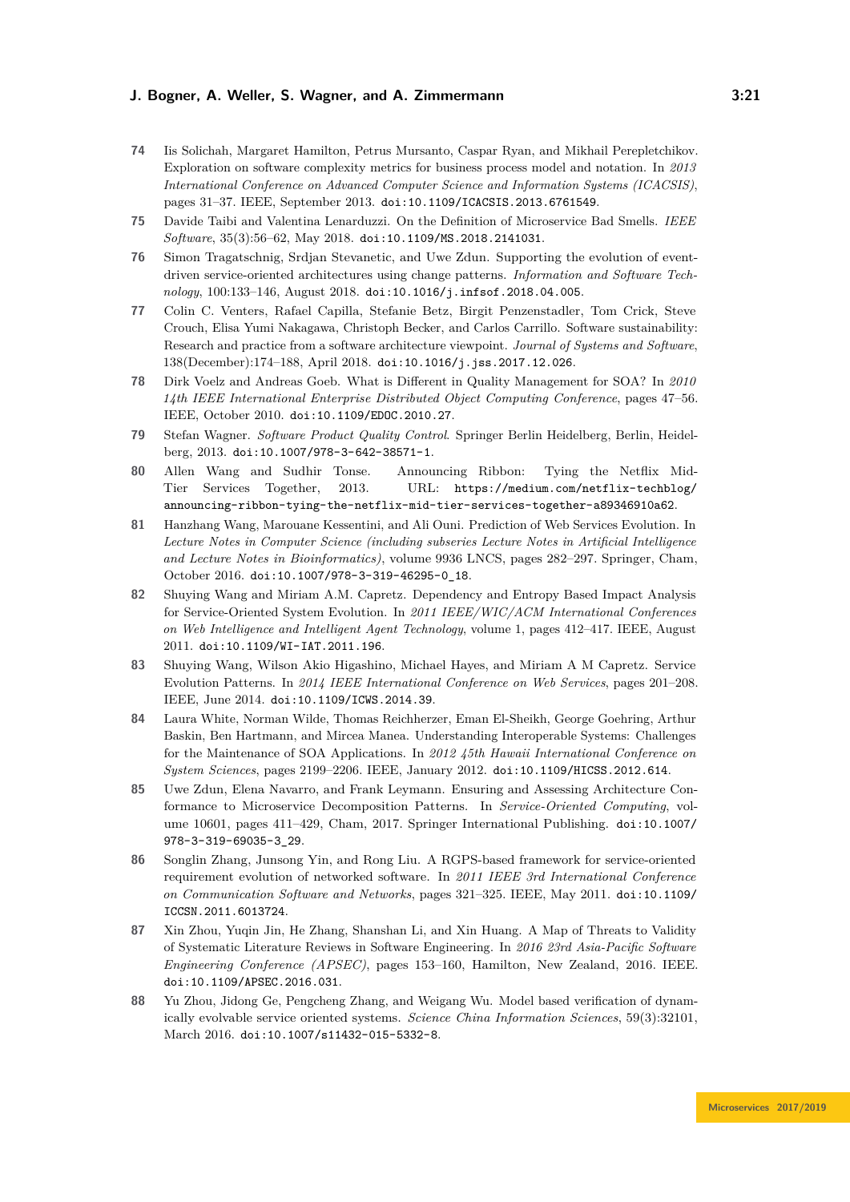74 Iis Solichah, Margaret Hamilton, Petrus Mursanto, Caspar Ryan, and Mikhail Perepletchikov. Exploration on software complexity metrics for business process model and notation. In *2013 International Conference on Advanced Computer Science and Information Systems (ICACSIS)*, pages 31–37. IEEE, September 2013. doi:10.1109/ICACSIS.2013.6761549.

75 Davide Taibi and Valentina Lenarduzzi. On the Definition of Microservice Bad Smells. *IEEE Software*, 35(3):56–62, May 2018. doi:10.1109/MS.2018.2141031.

76 Simon Tragatschnig, Srdjan Stevanetic, and Uwe Zdun. Supporting the evolution of event-driven service-oriented architectures using change patterns. *Information and Software Technology*, 100:133–146, August 2018. doi:10.1016/j.infsof.2018.04.005.

77 Colin C. Venters, Rafael Capilla, Stefanie Betz, Birgit Penzenstadler, Tom Crick, Steve Crouch, Elisa Yumi Nakagawa, Christoph Becker, and Carlos Carrillo. Software sustainability: Research and practice from a software architecture viewpoint. *Journal of Systems and Software*, 138(December):174–188, April 2018. doi:10.1016/j.jss.2017.12.026.

78 Dirk Voelz and Andreas Goeb. What is Different in Quality Management for SOA? In *2010 14th IEEE International Enterprise Distributed Object Computing Conference*, pages 47–56. IEEE, October 2010. doi:10.1109/EDOC.2010.27.

79 Stefan Wagner. *Software Product Quality Control*. Springer Berlin Heidelberg, Berlin, Heidelberg, 2013. doi:10.1007/978-3-642-38571-1.

80 Allen Wang and Sudhir Tonse. Announcing Ribbon: Tying the Netflix Mid-Tier Services Together, 2013. URL: https://medium.com/netflix-techblog/announcing-ribbon-tying-the-netflix-mid-tier-services-together-a89346910a62.

81 Hanzhang Wang, Marouane Kessentini, and Ali Ouni. Prediction of Web Services Evolution. In *Lecture Notes in Computer Science (including subseries Lecture Notes in Artificial Intelligence and Lecture Notes in Bioinformatics)*, volume 9936 LNCS, pages 282–297. Springer, Cham, October 2016. doi:10.1007/978-3-319-46295-0_18.

82 Shuying Wang and Miriam A.M. Capretz. Dependency and Entropy Based Impact Analysis for Service-Oriented System Evolution. In *2011 IEEE/WIC/ACM International Conferences on Web Intelligence and Intelligent Agent Technology*, volume 1, pages 412–417. IEEE, August 2011. doi:10.1109/WI-IAT.2011.196.

83 Shuying Wang, Wilson Akio Higashino, Michael Hayes, and Miriam A M Capretz. Service Evolution Patterns. In *2014 IEEE International Conference on Web Services*, pages 201–208. IEEE, June 2014. doi:10.1109/ICWS.2014.39.

84 Laura White, Norman Wilde, Thomas Reichherzer, Eman El-Sheikh, George Goehring, Arthur Baskin, Ben Hartmann, and Mircea Manea. Understanding Interoperable Systems: Challenges for the Maintenance of SOA Applications. In *2012 45th Hawaii International Conference on System Sciences*, pages 2199–2206. IEEE, January 2012. doi:10.1109/HICSS.2012.614.

85 Uwe Zdun, Elena Navarro, and Frank Leymann. Ensuring and Assessing Architecture Conformance to Microservice Decomposition Patterns. In *Service-Oriented Computing*, volume 10601, pages 411–429, Cham, 2017. Springer International Publishing. doi:10.1007/978-3-319-69035-3_29.

86 Songlin Zhang, Junsong Yin, and Rong Liu. A RGPS-based framework for service-oriented requirement evolution of networked software. In *2011 IEEE 3rd International Conference on Communication Software and Networks*, pages 321–325. IEEE, May 2011. doi:10.1109/ICCSN.2011.6013724.

87 Xin Zhou, Yuqin Jin, He Zhang, Shanshan Li, and Xin Huang. A Map of Threats to Validity of Systematic Literature Reviews in Software Engineering. In *2016 23rd Asia-Pacific Software Engineering Conference (APSEC)*, pages 153–160, Hamilton, New Zealand, 2016. IEEE. doi:10.1109/APSEC.2016.031.

88 Yu Zhou, Jidong Ge, Pengcheng Zhang, and Weigang Wu. Model based verification of dynamically evolvable service oriented systems. *Science China Information Sciences*, 59(3):32101, March 2016. doi:10.1007/s11432-015-5332-8.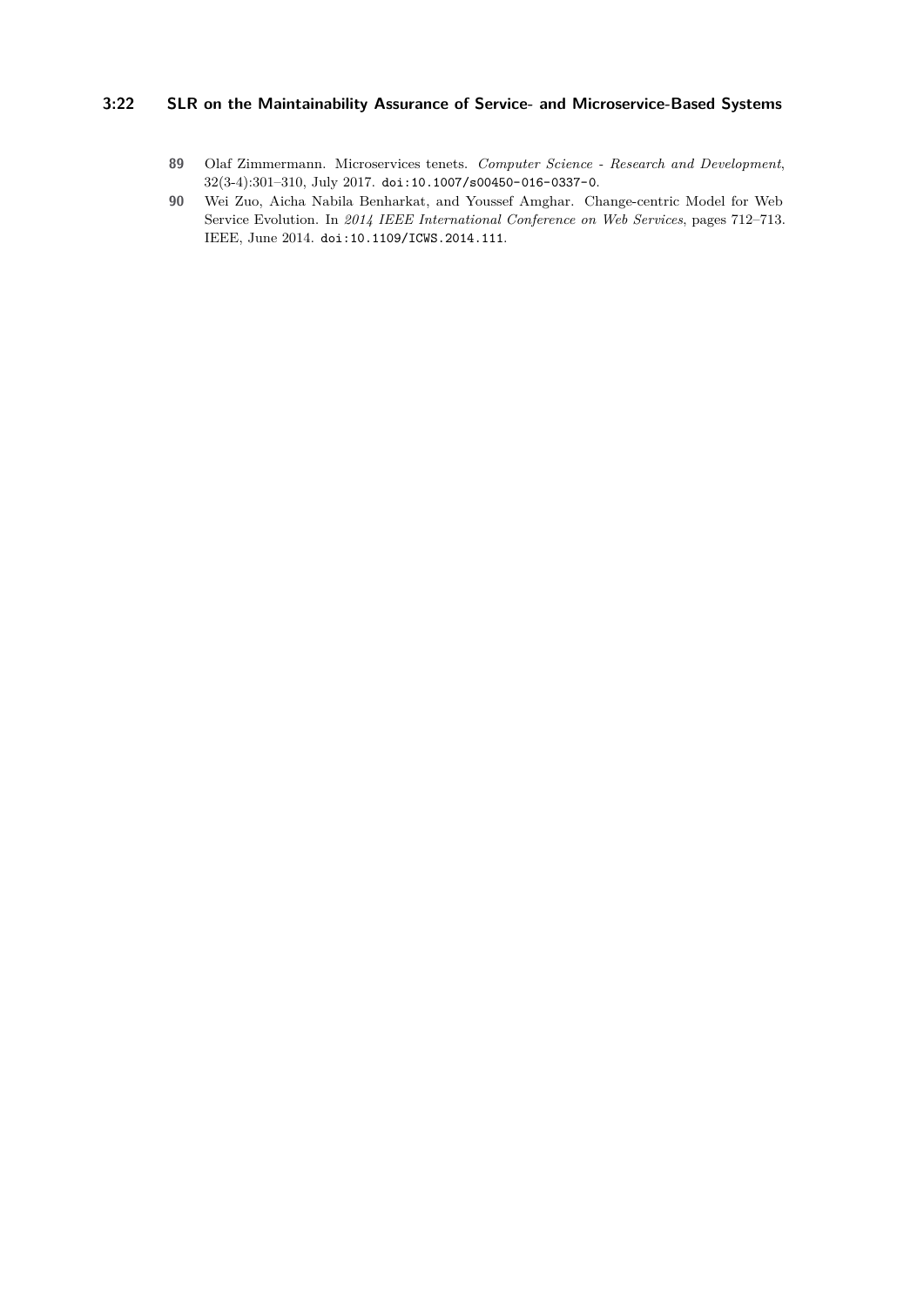**89** Olaf Zimmermann. Microservices tenets. *Computer Science - Research and Development*, 32(3-4):301–310, July 2017. `doi:10.1007/s00450-016-0337-0`.

**90** Wei Zuo, Aicha Nabila Benharkat, and Youssef Amghar. Change-centric Model for Web Service Evolution. In *2014 IEEE International Conference on Web Services*, pages 712–713. IEEE, June 2014. `doi:10.1109/ICWS.2014.111`.